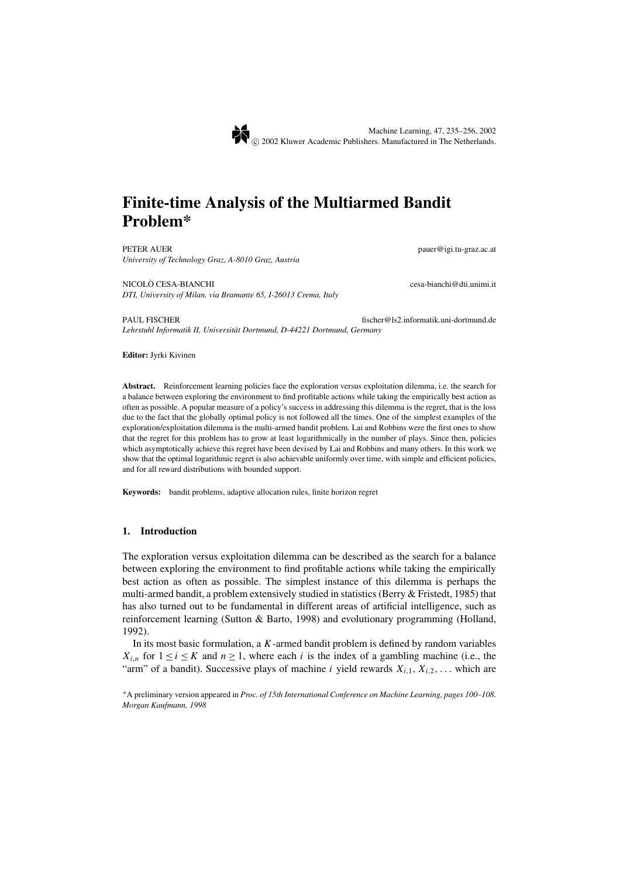# Finite-time Analysis of the Multiarmed Bandit Problem*

PETER AUER pauer@igi.tu-graz.ac.at
*University of Technology Graz, A-8010 Graz, Austria*

NICOLÒ CESA-BIANCHI cesa-bianchi@dti.unimi.it
*DTI, University of Milan, via Bramante 65, I-26013 Crema, Italy*

PAUL FISCHER fischer@ls2.informatik.uni-dortmund.de
*Lehrstuhl Informatik II, Universität Dortmund, D-44221 Dortmund, Germany*

**Editor:** Jyrki Kivinen

**Abstract.** Reinforcement learning policies face the exploration versus exploitation dilemma, i.e. the search for a balance between exploring the environment to find profitable actions while taking the empirically best action as often as possible. A popular measure of a policy's success in addressing this dilemma is the regret, that is the loss due to the fact that the globally optimal policy is not followed all the times. One of the simplest examples of the exploration/exploitation dilemma is the multi-armed bandit problem. Lai and Robbins were the first ones to show that the regret for this problem has to grow at least logarithmically in the number of plays. Since then, policies which asymptotically achieve this regret have been devised by Lai and Robbins and many others. In this work we show that the optimal logarithmic regret is also achievable uniformly over time, with simple and efficient policies, and for all reward distributions with bounded support.

**Keywords:** bandit problems, adaptive allocation rules, finite horizon regret

## 1. Introduction

The exploration versus exploitation dilemma can be described as the search for a balance between exploring the environment to find profitable actions while taking the empirically best action as often as possible. The simplest instance of this dilemma is perhaps the multi-armed bandit, a problem extensively studied in statistics (Berry & Fristedt, 1985) that has also turned out to be fundamental in different areas of artificial intelligence, such as reinforcement learning (Sutton & Barto, 1998) and evolutionary programming (Holland, 1992).

In its most basic formulation, a $K$-armed bandit problem is defined by random variables $X_{i,n}$ for $1 \leq i \leq K$ and $n \geq 1$, where each $i$ is the index of a gambling machine (i.e., the "arm" of a bandit). Successive plays of machine $i$ yield rewards $X_{i,1}, X_{i,2}, \ldots$ which are

*A preliminary version appeared in *Proc. of 15th International Conference on Machine Learning, pages 100–108. Morgan Kaufmann, 1998*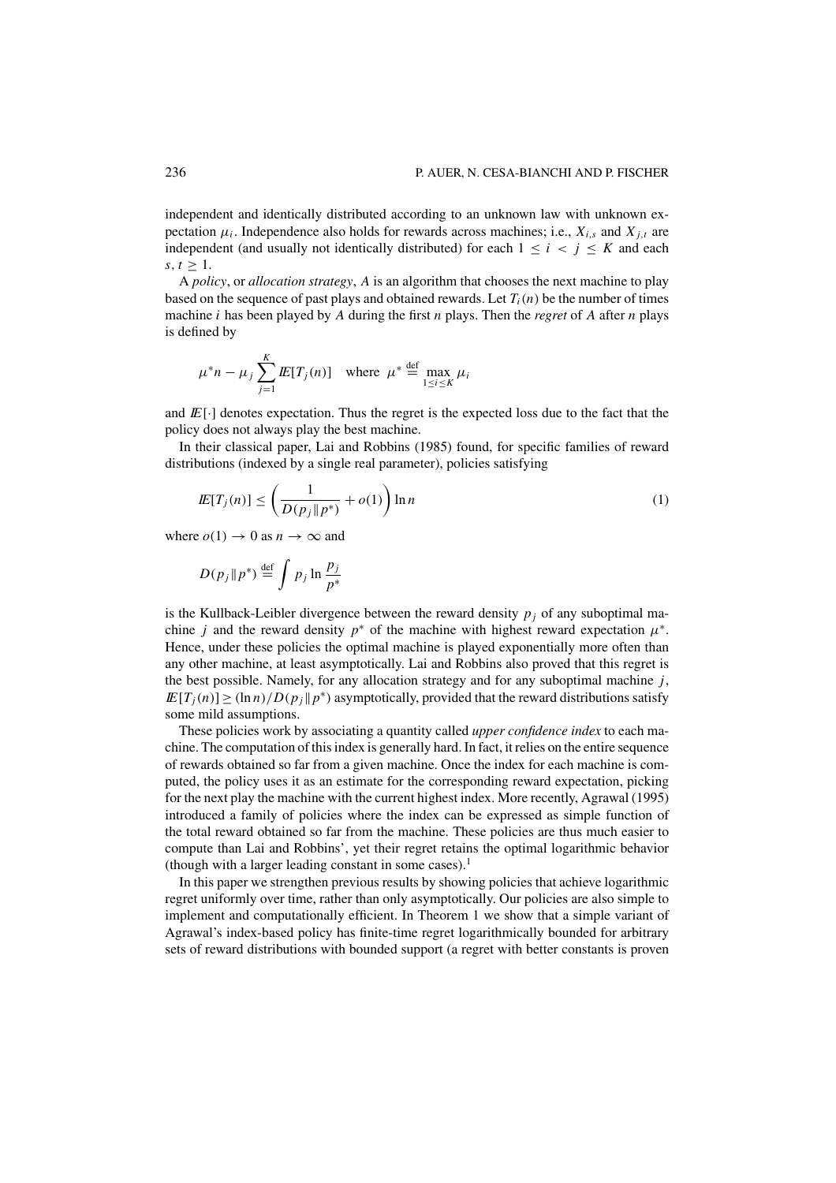independent and identically distributed according to an unknown law with unknown expectation $\mu_i$. Independence also holds for rewards across machines; i.e., $X_{i,s}$ and $X_{j,t}$ are independent (and usually not identically distributed) for each $1 \leq i < j \leq K$ and each $s, t \geq 1$.

A *policy*, or *allocation strategy*, $A$ is an algorithm that chooses the next machine to play based on the sequence of past plays and obtained rewards. Let $T_i(n)$ be the number of times machine $i$ has been played by $A$ during the first $n$ plays. Then the *regret* of $A$ after $n$ plays is defined by

$$\mu^* n - \mu_j \sum_{j=1}^{K} I\!E[T_j(n)] \quad \text{where } \mu^* \stackrel{\text{def}}{=} \max_{1 \leq i \leq K} \mu_i$$

and $I\!E[\cdot]$ denotes expectation. Thus the regret is the expected loss due to the fact that the policy does not always play the best machine.

In their classical paper, Lai and Robbins (1985) found, for specific families of reward distributions (indexed by a single real parameter), policies satisfying

$$I\!E[T_j(n)] \leq \left( \frac{1}{D(p_j \| p^*)} + o(1) \right) \ln n \tag{1}$$

where $o(1) \to 0$ as $n \to \infty$ and

$$D(p_j \| p^*) \stackrel{\text{def}}{=} \int p_j \ln \frac{p_j}{p^*}$$

is the Kullback-Leibler divergence between the reward density $p_j$ of any suboptimal machine $j$ and the reward density $p^*$ of the machine with highest reward expectation $\mu^*$. Hence, under these policies the optimal machine is played exponentially more often than any other machine, at least asymptotically. Lai and Robbins also proved that this regret is the best possible. Namely, for any allocation strategy and for any suboptimal machine $j$, $I\!E[T_j(n)] \geq (\ln n)/D(p_j \| p^*)$ asymptotically, provided that the reward distributions satisfy some mild assumptions.

These policies work by associating a quantity called *upper confidence index* to each machine. The computation of this index is generally hard. In fact, it relies on the entire sequence of rewards obtained so far from a given machine. Once the index for each machine is computed, the policy uses it as an estimate for the corresponding reward expectation, picking for the next play the machine with the current highest index. More recently, Agrawal (1995) introduced a family of policies where the index can be expressed as simple function of the total reward obtained so far from the machine. These policies are thus much easier to compute than Lai and Robbins', yet their regret retains the optimal logarithmic behavior (though with a larger leading constant in some cases).[1]

In this paper we strengthen previous results by showing policies that achieve logarithmic regret uniformly over time, rather than only asymptotically. Our policies are also simple to implement and computationally efficient. In Theorem 1 we show that a simple variant of Agrawal's index-based policy has finite-time regret logarithmically bounded for arbitrary sets of reward distributions with bounded support (a regret with better constants is proven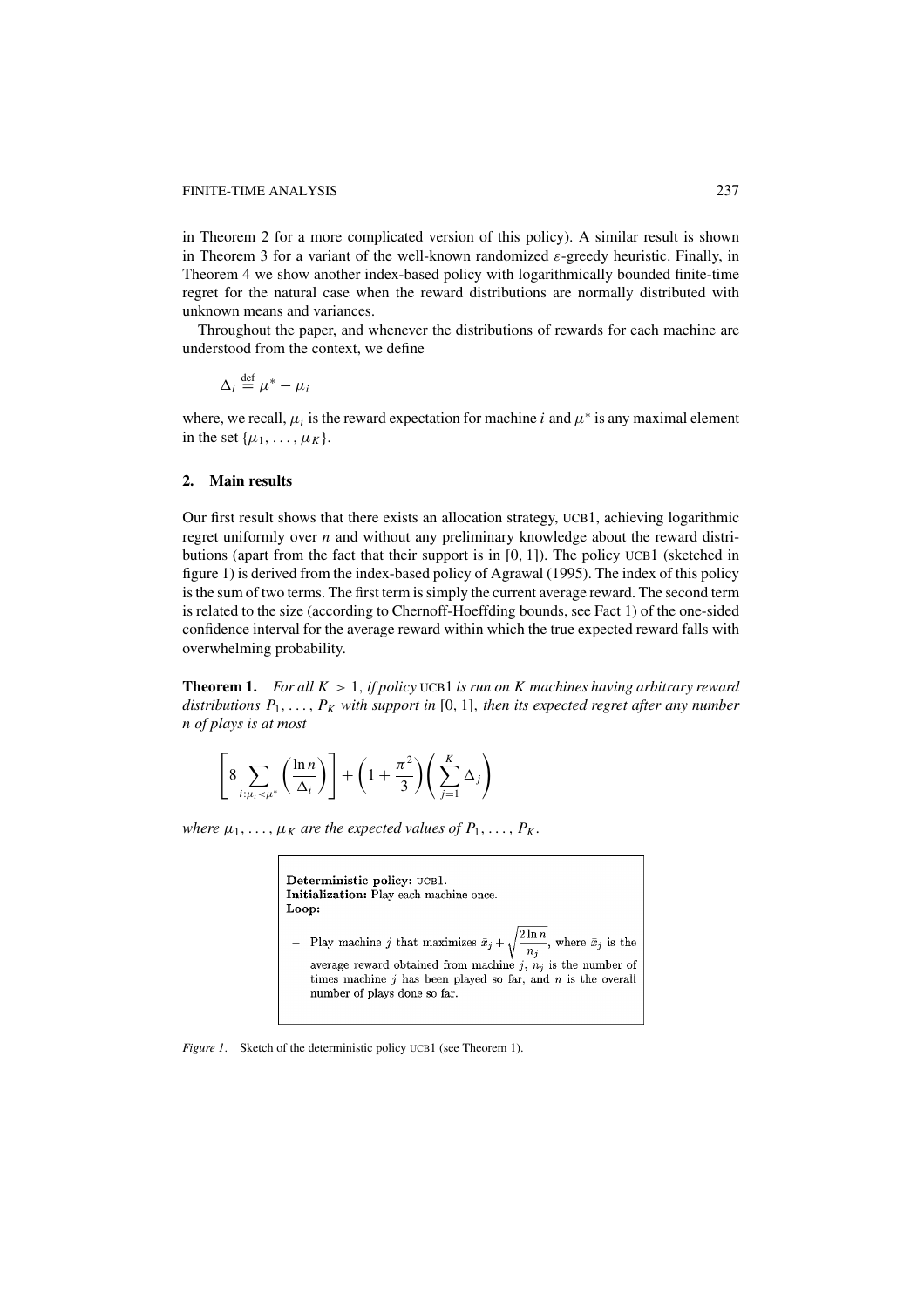in Theorem 2 for a more complicated version of this policy). A similar result is shown in Theorem 3 for a variant of the well-known randomized $\varepsilon$-greedy heuristic. Finally, in Theorem 4 we show another index-based policy with logarithmically bounded finite-time regret for the natural case when the reward distributions are normally distributed with unknown means and variances.

Throughout the paper, and whenever the distributions of rewards for each machine are understood from the context, we define

$$\Delta_i \stackrel{\text{def}}{=} \mu^* - \mu_i$$

where, we recall, $\mu_i$ is the reward expectation for machine $i$ and $\mu^*$ is any maximal element in the set $\{\mu_1, \ldots, \mu_K\}$.

## 2. Main results

Our first result shows that there exists an allocation strategy, UCB1, achieving logarithmic regret uniformly over $n$ and without any preliminary knowledge about the reward distributions (apart from the fact that their support is in [0, 1]). The policy UCB1 (sketched in figure 1) is derived from the index-based policy of Agrawal (1995). The index of this policy is the sum of two terms. The first term is simply the current average reward. The second term is related to the size (according to Chernoff-Hoeffding bounds, see Fact 1) of the one-sided confidence interval for the average reward within which the true expected reward falls with overwhelming probability.

**Theorem 1.** *For all $K > 1$, if policy* UCB1 *is run on $K$ machines having arbitrary reward distributions $P_1, \ldots, P_K$ with support in* [0, 1], *then its expected regret after any number $n$ of plays is at most*

$$\left[8 \sum_{i:\mu_i < \mu^*} \left(\frac{\ln n}{\Delta_i}\right)\right] + \left(1 + \frac{\pi^2}{3}\right)\left(\sum_{j=1}^{K} \Delta_j\right)$$

*where $\mu_1, \ldots, \mu_K$ are the expected values of $P_1, \ldots, P_K$.*

**Deterministic policy:** UCB1.
**Initialization:** Play each machine once.
**Loop:**

- Play machine $j$ that maximizes $\bar{x}_j + \sqrt{\frac{2 \ln n}{n_j}}$, where $\bar{x}_j$ is the average reward obtained from machine $j$, $n_j$ is the number of times machine $j$ has been played so far, and $n$ is the overall number of plays done so far.

*Figure 1.* Sketch of the deterministic policy UCB1 (see Theorem 1).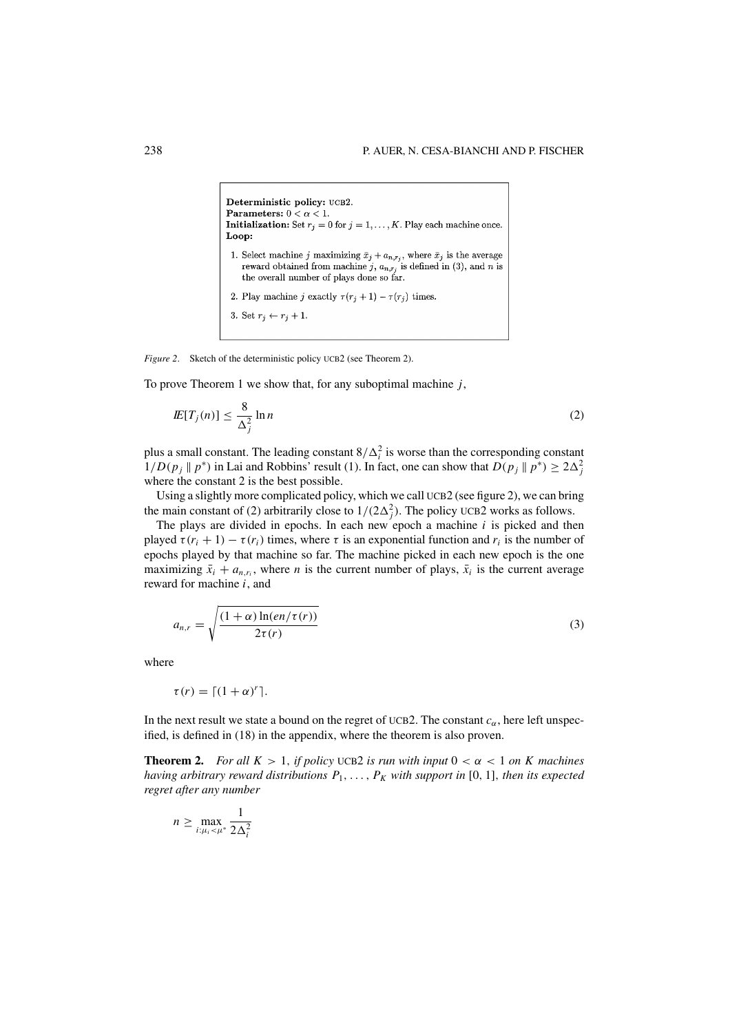**Deterministic policy:** UCB2.
**Parameters:** $0 < \alpha < 1$.
**Initialization:** Set $r_j = 0$ for $j = 1, \ldots, K$. Play each machine once.
**Loop:**

1. Select machine $j$ maximizing $\bar{x}_j + a_{n,r_j}$, where $\bar{x}_j$ is the average reward obtained from machine $j$, $a_{n,r_j}$ is defined in (3), and $n$ is the overall number of plays done so far.
2. Play machine $j$ exactly $\tau(r_j + 1) - \tau(r_j)$ times.
3. Set $r_j \leftarrow r_j + 1$.

*Figure 2*. Sketch of the deterministic policy UCB2 (see Theorem 2).

To prove Theorem 1 we show that, for any suboptimal machine $j$,

$$I\!E[T_j(n)] \leq \frac{8}{\Delta_j^2} \ln n \tag{2}$$

plus a small constant. The leading constant $8/\Delta_i^2$ is worse than the corresponding constant $1/D(p_j \,\|\, p^*)$ in Lai and Robbins' result (1). In fact, one can show that $D(p_j \,\|\, p^*) \geq 2\Delta_j^2$ where the constant 2 is the best possible.

Using a slightly more complicated policy, which we call UCB2 (see figure 2), we can bring the main constant of (2) arbitrarily close to $1/(2\Delta_j^2)$. The policy UCB2 works as follows.

The plays are divided in epochs. In each new epoch a machine $i$ is picked and then played $\tau(r_i + 1) - \tau(r_i)$ times, where $\tau$ is an exponential function and $r_i$ is the number of epochs played by that machine so far. The machine picked in each new epoch is the one maximizing $\bar{x}_i + a_{n,r_i}$, where $n$ is the current number of plays, $\bar{x}_i$ is the current average reward for machine $i$, and

$$a_{n,r} = \sqrt{\frac{(1+\alpha)\ln(en/\tau(r))}{2\tau(r)}} \tag{3}$$

where

$$\tau(r) = \lceil (1+\alpha)^r \rceil.$$

In the next result we state a bound on the regret of UCB2. The constant $c_\alpha$, here left unspecified, is defined in (18) in the appendix, where the theorem is also proven.

**Theorem 2.** *For all $K > 1$, if policy* UCB2 *is run with input $0 < \alpha < 1$ on $K$ machines having arbitrary reward distributions $P_1, \ldots, P_K$ with support in* [0, 1], *then its expected regret after any number*

$$n \geq \max_{i:\mu_i < \mu^*} \frac{1}{2\Delta_i^2}$$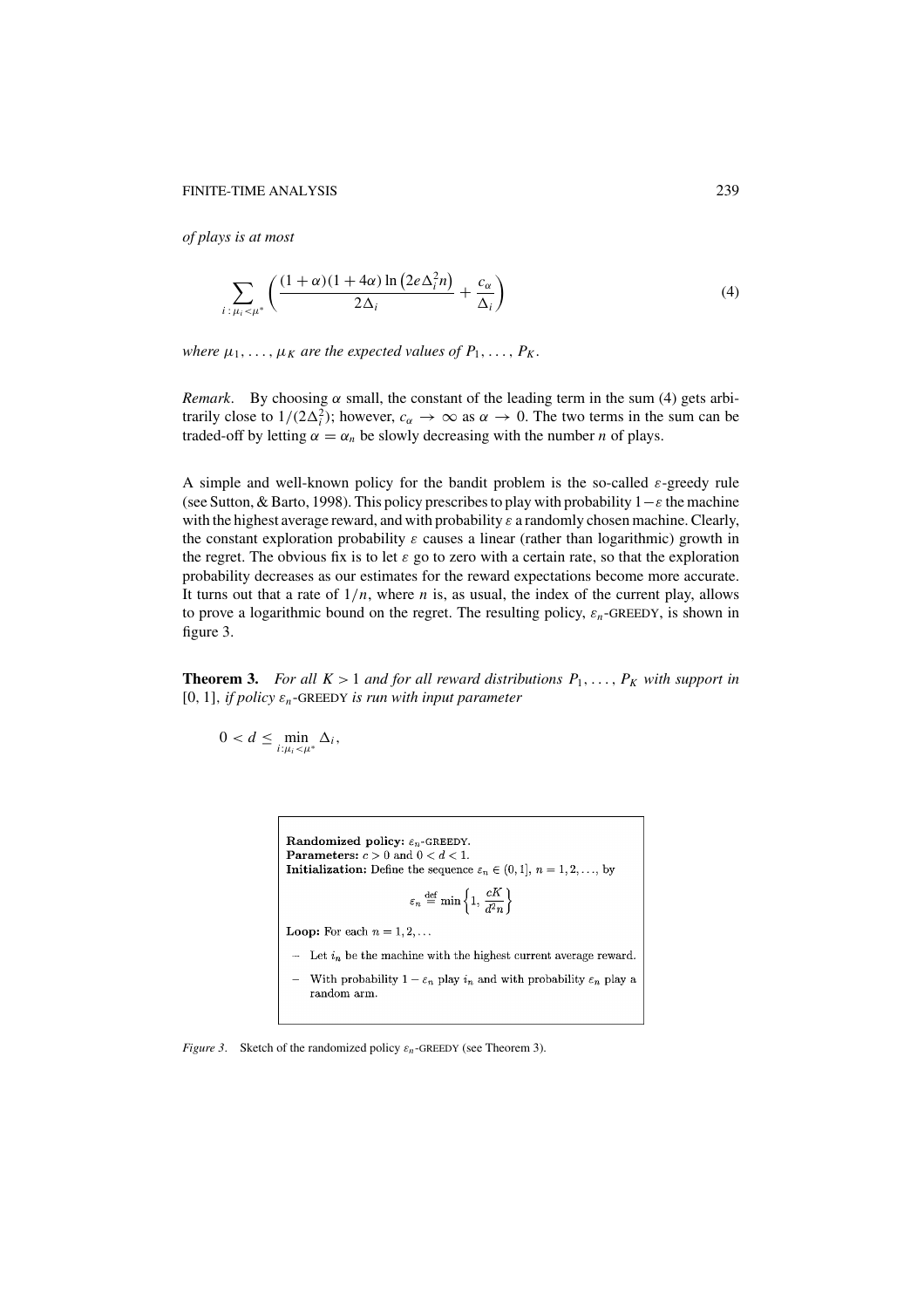*of plays is at most*

$$\sum_{i\,:\,\mu_i<\mu^*}\left(\frac{(1+\alpha)(1+4\alpha)\ln\left(2e\Delta_i^2 n\right)}{2\Delta_i}+\frac{c_\alpha}{\Delta_i}\right) \tag{4}$$

*where* $\mu_1,\ldots,\mu_K$ *are the expected values of* $P_1,\ldots,P_K$.

*Remark*. By choosing $\alpha$ small, the constant of the leading term in the sum (4) gets arbitrarily close to $1/(2\Delta_i^2)$; however, $c_\alpha\to\infty$ as $\alpha\to 0$. The two terms in the sum can be traded-off by letting $\alpha=\alpha_n$ be slowly decreasing with the number $n$ of plays.

A simple and well-known policy for the bandit problem is the so-called $\varepsilon$-greedy rule (see Sutton, & Barto, 1998). This policy prescribes to play with probability $1-\varepsilon$ the machine with the highest average reward, and with probability $\varepsilon$ a randomly chosen machine. Clearly, the constant exploration probability $\varepsilon$ causes a linear (rather than logarithmic) growth in the regret. The obvious fix is to let $\varepsilon$ go to zero with a certain rate, so that the exploration probability decreases as our estimates for the reward expectations become more accurate. It turns out that a rate of $1/n$, where $n$ is, as usual, the index of the current play, allows to prove a logarithmic bound on the regret. The resulting policy, $\varepsilon_n$-GREEDY, is shown in figure 3.

**Theorem 3.** *For all* $K>1$ *and for all reward distributions* $P_1,\ldots,P_K$ *with support in* $[0,1]$, *if policy* $\varepsilon_n$-GREEDY *is run with input parameter*

$$0<d\leq\min_{i:\mu_i<\mu^*}\Delta_i,$$

**Randomized policy:** $\varepsilon_n$-GREEDY.
**Parameters:** $c>0$ and $0<d<1$.
**Initialization:** Define the sequence $\varepsilon_n\in(0,1]$, $n=1,2,\ldots$, by

$$\varepsilon_n \stackrel{\text{def}}{=} \min\left\{1,\ \frac{cK}{d^2 n}\right\}$$

**Loop:** For each $n=1,2,\ldots$

- Let $i_n$ be the machine with the highest current average reward.
- With probability $1-\varepsilon_n$ play $i_n$ and with probability $\varepsilon_n$ play a random arm.

*Figure 3*. Sketch of the randomized policy $\varepsilon_n$-GREEDY (see Theorem 3).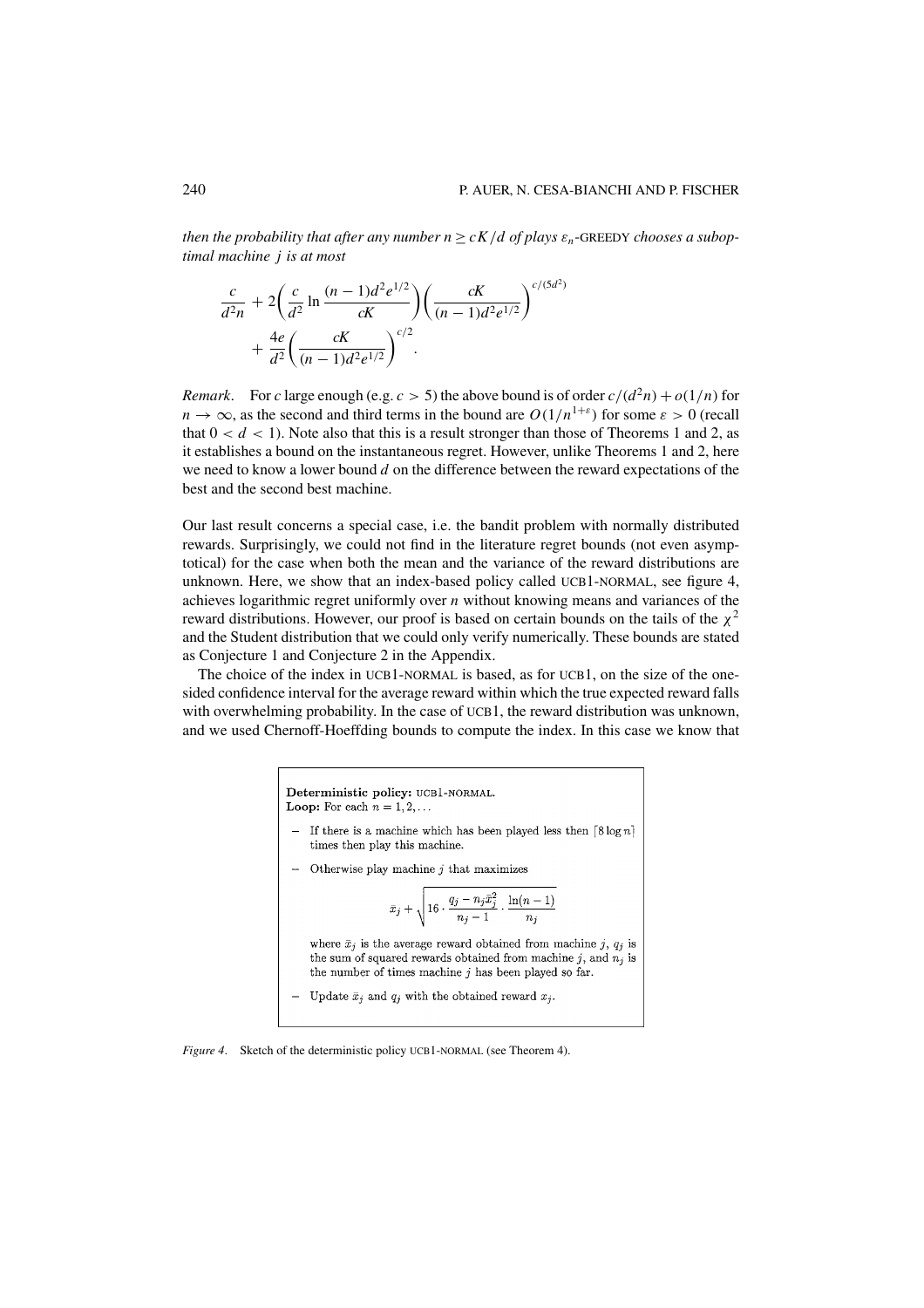*then the probability that after any number $n \geq cK/d$ of plays $\varepsilon_n$-GREEDY chooses a suboptimal machine $j$ is at most*

$$\frac{c}{d^2 n} + 2\left(\frac{c}{d^2}\ln\frac{(n-1)d^2e^{1/2}}{cK}\right)\left(\frac{cK}{(n-1)d^2e^{1/2}}\right)^{c/(5d^2)} + \frac{4e}{d^2}\left(\frac{cK}{(n-1)d^2e^{1/2}}\right)^{c/2}.$$

*Remark.* For $c$ large enough (e.g. $c > 5$) the above bound is of order $c/(d^2 n) + o(1/n)$ for $n \to \infty$, as the second and third terms in the bound are $O(1/n^{1+\varepsilon})$ for some $\varepsilon > 0$ (recall that $0 < d < 1$). Note also that this is a result stronger than those of Theorems 1 and 2, as it establishes a bound on the instantaneous regret. However, unlike Theorems 1 and 2, here we need to know a lower bound $d$ on the difference between the reward expectations of the best and the second best machine.

Our last result concerns a special case, i.e. the bandit problem with normally distributed rewards. Surprisingly, we could not find in the literature regret bounds (not even asymptotical) for the case when both the mean and the variance of the reward distributions are unknown. Here, we show that an index-based policy called UCB1-NORMAL, see figure 4, achieves logarithmic regret uniformly over $n$ without knowing means and variances of the reward distributions. However, our proof is based on certain bounds on the tails of the $\chi^2$ and the Student distribution that we could only verify numerically. These bounds are stated as Conjecture 1 and Conjecture 2 in the Appendix.

The choice of the index in UCB1-NORMAL is based, as for UCB1, on the size of the one-sided confidence interval for the average reward within which the true expected reward falls with overwhelming probability. In the case of UCB1, the reward distribution was unknown, and we used Chernoff-Hoeffding bounds to compute the index. In this case we know that

**Deterministic policy:** UCB1-NORMAL.
**Loop:** For each $n = 1, 2, \ldots$

- If there is a machine which has been played less then $\lceil 8 \log n \rceil$ times then play this machine.
- Otherwise play machine $j$ that maximizes

$$\bar{x}_j + \sqrt{16 \cdot \frac{q_j - n_j \bar{x}_j^2}{n_j - 1} \cdot \frac{\ln(n-1)}{n_j}}$$

where $\bar{x}_j$ is the average reward obtained from machine $j$, $q_j$ is the sum of squared rewards obtained from machine $j$, and $n_j$ is the number of times machine $j$ has been played so far.

- Update $\bar{x}_j$ and $q_j$ with the obtained reward $x_j$.

*Figure 4.* Sketch of the deterministic policy UCB1-NORMAL (see Theorem 4).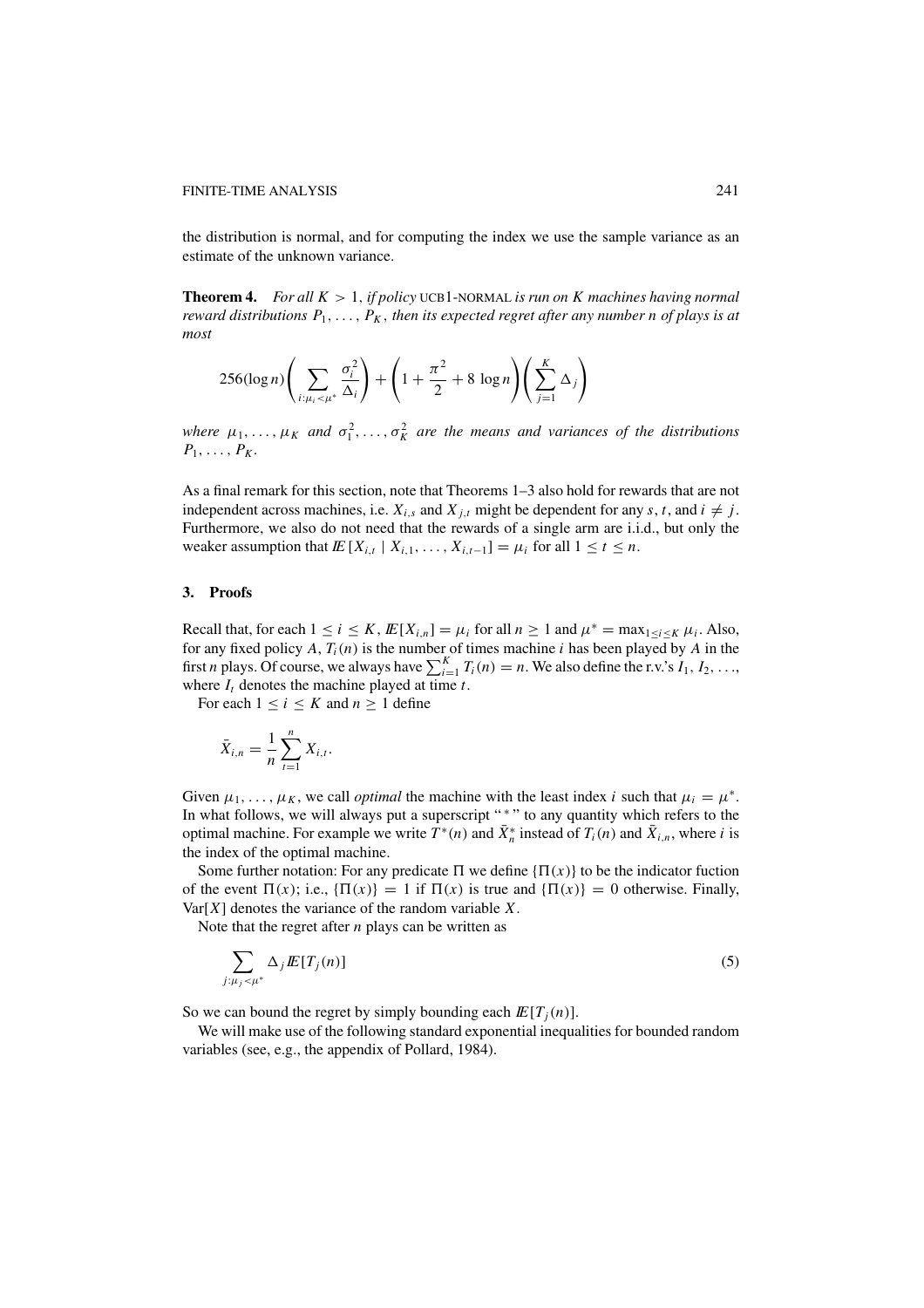the distribution is normal, and for computing the index we use the sample variance as an estimate of the unknown variance.

**Theorem 4.** *For all $K > 1$, if policy* UCB1-NORMAL *is run on $K$ machines having normal reward distributions $P_1, \ldots, P_K$, then its expected regret after any number $n$ of plays is at most*

$$256(\log n)\left(\sum_{i:\mu_i<\mu^*}\frac{\sigma_i^2}{\Delta_i}\right)+\left(1+\frac{\pi^2}{2}+8\,\log n\right)\left(\sum_{j=1}^{K}\Delta_j\right)$$

*where $\mu_1, \ldots, \mu_K$ and $\sigma_1^2, \ldots, \sigma_K^2$ are the means and variances of the distributions $P_1, \ldots, P_K$.*

As a final remark for this section, note that Theorems 1–3 also hold for rewards that are not independent across machines, i.e. $X_{i,s}$ and $X_{j,t}$ might be dependent for any $s$, $t$, and $i \neq j$. Furthermore, we also do not need that the rewards of a single arm are i.i.d., but only the weaker assumption that $I\!E[X_{i,t} \mid X_{i,1}, \ldots, X_{i,t-1}] = \mu_i$ for all $1 \leq t \leq n$.

## 3. Proofs

Recall that, for each $1 \leq i \leq K$, $I\!E[X_{i,n}] = \mu_i$ for all $n \geq 1$ and $\mu^* = \max_{1\leq i\leq K} \mu_i$. Also, for any fixed policy $A$, $T_i(n)$ is the number of times machine $i$ has been played by $A$ in the first $n$ plays. Of course, we always have $\sum_{i=1}^{K} T_i(n) = n$. We also define the r.v.'s $I_1, I_2, \ldots$, where $I_t$ denotes the machine played at time $t$.

For each $1 \leq i \leq K$ and $n \geq 1$ define

$$\bar{X}_{i,n} = \frac{1}{n}\sum_{t=1}^{n} X_{i,t}.$$

Given $\mu_1, \ldots, \mu_K$, we call *optimal* the machine with the least index $i$ such that $\mu_i = \mu^*$. In what follows, we will always put a superscript "$^*$" to any quantity which refers to the optimal machine. For example we write $T^*(n)$ and $\bar{X}_n^*$ instead of $T_i(n)$ and $\bar{X}_{i,n}$, where $i$ is the index of the optimal machine.

Some further notation: For any predicate $\Pi$ we define $\{\Pi(x)\}$ to be the indicator fuction of the event $\Pi(x)$; i.e., $\{\Pi(x)\} = 1$ if $\Pi(x)$ is true and $\{\Pi(x)\} = 0$ otherwise. Finally, $\text{Var}[X]$ denotes the variance of the random variable $X$.

Note that the regret after $n$ plays can be written as

$$\sum_{j:\mu_j<\mu^*}\Delta_j I\!E[T_j(n)] \tag{5}$$

So we can bound the regret by simply bounding each $I\!E[T_j(n)]$.

We will make use of the following standard exponential inequalities for bounded random variables (see, e.g., the appendix of Pollard, 1984).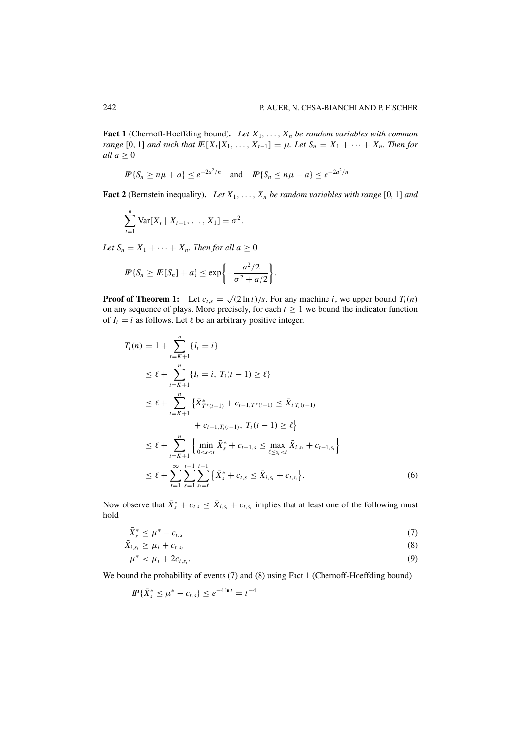**Fact 1** (Chernoff-Hoeffding bound). *Let $X_1, \ldots, X_n$ be random variables with common range* $[0, 1]$ *and such that* $\mathbb{E}[X_t | X_1, \ldots, X_{t-1}] = \mu$. *Let* $S_n = X_1 + \cdots + X_n$. *Then for all* $a \geq 0$

$$\mathbb{P}\{S_n \geq n\mu + a\} \leq e^{-2a^2/n} \quad \text{and} \quad \mathbb{P}\{S_n \leq n\mu - a\} \leq e^{-2a^2/n}$$

**Fact 2** (Bernstein inequality). *Let $X_1, \ldots, X_n$ be random variables with range* $[0, 1]$ *and*

$$\sum_{t=1}^{n} \text{Var}[X_t \mid X_{t-1}, \ldots, X_1] = \sigma^2.$$

*Let* $S_n = X_1 + \cdots + X_n$. *Then for all* $a \geq 0$

$$\mathbb{P}\{S_n \geq \mathbb{E}[S_n] + a\} \leq \exp\left\{-\frac{a^2/2}{\sigma^2 + a/2}\right\}.$$

**Proof of Theorem 1:** Let $c_{t,s} = \sqrt{(2\ln t)/s}$. For any machine $i$, we upper bound $T_i(n)$ on any sequence of plays. More precisely, for each $t \geq 1$ we bound the indicator function of $I_t = i$ as follows. Let $\ell$ be an arbitrary positive integer.

$$\begin{aligned}
T_i(n) &= 1 + \sum_{t=K+1}^{n} \{I_t = i\} \\
&\leq \ell + \sum_{t=K+1}^{n} \{I_t = i,\ T_i(t-1) \geq \ell\} \\
&\leq \ell + \sum_{t=K+1}^{n} \big\{\bar{X}^*_{T^*(t-1)} + c_{t-1,T^*(t-1)} \leq \bar{X}_{i,T_i(t-1)} \\
&\qquad\qquad + c_{t-1,T_i(t-1)},\ T_i(t-1) \geq \ell\big\} \\
&\leq \ell + \sum_{t=K+1}^{n} \left\{\min_{0<s<t} \bar{X}^*_s + c_{t-1,s} \leq \max_{\ell \leq s_i < t} \bar{X}_{i,s_i} + c_{t-1,s_i}\right\} \\
&\leq \ell + \sum_{t=1}^{\infty} \sum_{s=1}^{t-1} \sum_{s_i=\ell}^{t-1} \big\{\bar{X}^*_s + c_{t,s} \leq \bar{X}_{i,s_i} + c_{t,s_i}\big\}.
\end{aligned} \tag{6}$$

Now observe that $\bar{X}^*_s + c_{t,s} \leq \bar{X}_{i,s_i} + c_{t,s_i}$ implies that at least one of the following must hold

$$\bar{X}^*_s \leq \mu^* - c_{t,s} \tag{7}$$

$$\bar{X}_{i,s_i} \geq \mu_i + c_{t,s_i} \tag{8}$$

$$\mu^* < \mu_i + 2c_{t,s_i}. \tag{9}$$

We bound the probability of events (7) and (8) using Fact 1 (Chernoff-Hoeffding bound)

$$\mathbb{P}\{\bar{X}^*_s \leq \mu^* - c_{t,s}\} \leq e^{-4\ln t} = t^{-4}$$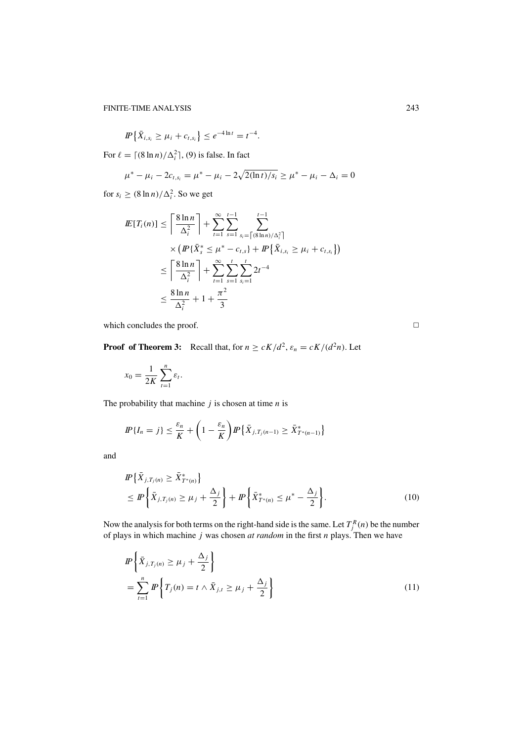$$\mathbb{P}\left\{\bar{X}_{i,s_i} \geq \mu_i + c_{t,s_i}\right\} \leq e^{-4\ln t} = t^{-4}.$$

For $\ell = \lceil (8\ln n)/\Delta_i^2 \rceil$, (9) is false. In fact

$$\mu^* - \mu_i - 2c_{t,s_i} = \mu^* - \mu_i - 2\sqrt{2(\ln t)/s_i} \geq \mu^* - \mu_i - \Delta_i = 0$$

for $s_i \geq (8\ln n)/\Delta_i^2$. So we get

$$\begin{aligned}
\mathbb{E}[T_i(n)] &\leq \left\lceil \frac{8\ln n}{\Delta_i^2} \right\rceil + \sum_{t=1}^{\infty} \sum_{s=1}^{t-1} \sum_{s_i = \lceil (8\ln n)/\Delta_i^2 \rceil}^{t-1} \\
&\quad \times \left( \mathbb{P}\{\bar{X}_s^* \leq \mu^* - c_{t,s}\} + \mathbb{P}\left\{\bar{X}_{i,s_i} \geq \mu_i + c_{t,s_i}\right\} \right) \\
&\leq \left\lceil \frac{8\ln n}{\Delta_i^2} \right\rceil + \sum_{t=1}^{\infty} \sum_{s=1}^{t} \sum_{s_i=1}^{t} 2t^{-4} \\
&\leq \frac{8\ln n}{\Delta_i^2} + 1 + \frac{\pi^2}{3}
\end{aligned}$$

which concludes the proof. □

**Proof of Theorem 3:** Recall that, for $n \geq cK/d^2$, $\varepsilon_n = cK/(d^2 n)$. Let

$$x_0 = \frac{1}{2K} \sum_{t=1}^{n} \varepsilon_t.$$

The probability that machine $j$ is chosen at time $n$ is

$$\mathbb{P}\{I_n = j\} \leq \frac{\varepsilon_n}{K} + \left(1 - \frac{\varepsilon_n}{K}\right) \mathbb{P}\left\{\bar{X}_{j,T_j(n-1)} \geq \bar{X}^*_{T^*(n-1)}\right\}$$

and

$$\begin{aligned}
&\mathbb{P}\left\{\bar{X}_{j,T_j(n)} \geq \bar{X}^*_{T^*(n)}\right\} \\
&\leq \mathbb{P}\left\{\bar{X}_{j,T_j(n)} \geq \mu_j + \frac{\Delta_j}{2}\right\} + \mathbb{P}\left\{\bar{X}^*_{T^*(n)} \leq \mu^* - \frac{\Delta_j}{2}\right\}.
\end{aligned} \tag{10}$$

Now the analysis for both terms on the right-hand side is the same. Let $T_j^R(n)$ be the number of plays in which machine $j$ was chosen *at random* in the first $n$ plays. Then we have

$$\begin{aligned}
&\mathbb{P}\left\{\bar{X}_{j,T_j(n)} \geq \mu_j + \frac{\Delta_j}{2}\right\} \\
&= \sum_{t=1}^{n} \mathbb{P}\left\{T_j(n) = t \wedge \bar{X}_{j,t} \geq \mu_j + \frac{\Delta_j}{2}\right\}
\end{aligned} \tag{11}$$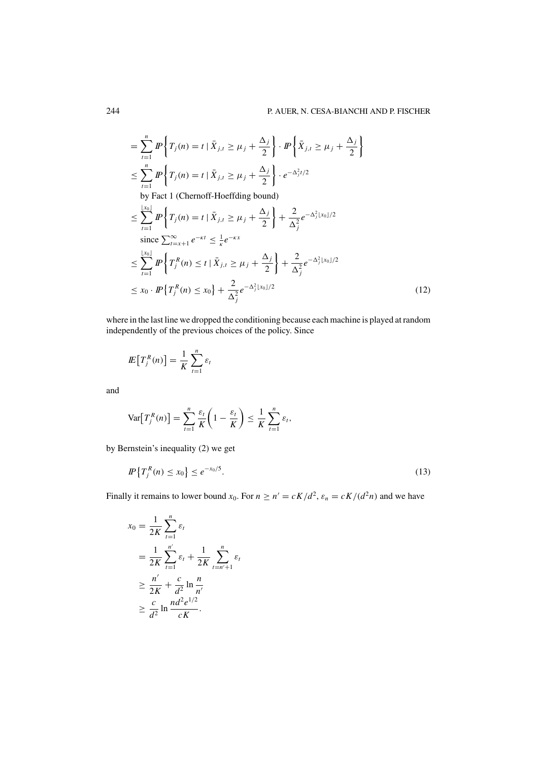$$
\begin{aligned}
&= \sum_{t=1}^{n} \mathbb{P}\left\{ T_j(n) = t \mid \bar{X}_{j,t} \geq \mu_j + \frac{\Delta_j}{2} \right\} \cdot \mathbb{P}\left\{ \bar{X}_{j,t} \geq \mu_j + \frac{\Delta_j}{2} \right\} \\
&\leq \sum_{t=1}^{n} \mathbb{P}\left\{ T_j(n) = t \mid \bar{X}_{j,t} \geq \mu_j + \frac{\Delta_j}{2} \right\} \cdot e^{-\Delta_j^2 t/2} \\
&\quad \text{by Fact 1 (Chernoff-Hoeffding bound)} \\
&\leq \sum_{t=1}^{\lfloor x_0 \rfloor} \mathbb{P}\left\{ T_j(n) = t \mid \bar{X}_{j,t} \geq \mu_j + \frac{\Delta_j}{2} \right\} + \frac{2}{\Delta_j^2} e^{-\Delta_j^2 \lfloor x_0 \rfloor /2} \\
&\quad \text{since } \textstyle\sum_{t=x+1}^{\infty} e^{-\kappa t} \leq \frac{1}{\kappa} e^{-\kappa x} \\
&\leq \sum_{t=1}^{\lfloor x_0 \rfloor} \mathbb{P}\left\{ T_j^R(n) \leq t \mid \bar{X}_{j,t} \geq \mu_j + \frac{\Delta_j}{2} \right\} + \frac{2}{\Delta_j^2} e^{-\Delta_j^2 \lfloor x_0 \rfloor /2} \\
&\leq x_0 \cdot \mathbb{P}\left\{ T_j^R(n) \leq x_0 \right\} + \frac{2}{\Delta_j^2} e^{-\Delta_j^2 \lfloor x_0 \rfloor /2}
\end{aligned} \tag{12}
$$

where in the last line we dropped the conditioning because each machine is played at random independently of the previous choices of the policy. Since

$$
\mathbb{E}\left[T_j^R(n)\right] = \frac{1}{K} \sum_{t=1}^{n} \varepsilon_t
$$

and

$$
\mathrm{Var}\left[T_j^R(n)\right] = \sum_{t=1}^{n} \frac{\varepsilon_t}{K}\left(1 - \frac{\varepsilon_t}{K}\right) \leq \frac{1}{K} \sum_{t=1}^{n} \varepsilon_t,
$$

by Bernstein's inequality (2) we get

$$
\mathbb{P}\left\{ T_j^R(n) \leq x_0 \right\} \leq e^{-x_0/5}. \tag{13}
$$

Finally it remains to lower bound $x_0$. For $n \geq n' = cK/d^2$, $\varepsilon_n = cK/(d^2 n)$ and we have

$$
\begin{aligned}
x_0 &= \frac{1}{2K} \sum_{t=1}^{n} \varepsilon_t \\
&= \frac{1}{2K} \sum_{t=1}^{n'} \varepsilon_t + \frac{1}{2K} \sum_{t=n'+1}^{n} \varepsilon_t \\
&\geq \frac{n'}{2K} + \frac{c}{d^2} \ln \frac{n}{n'} \\
&\geq \frac{c}{d^2} \ln \frac{n d^2 e^{1/2}}{cK}.
\end{aligned}
$$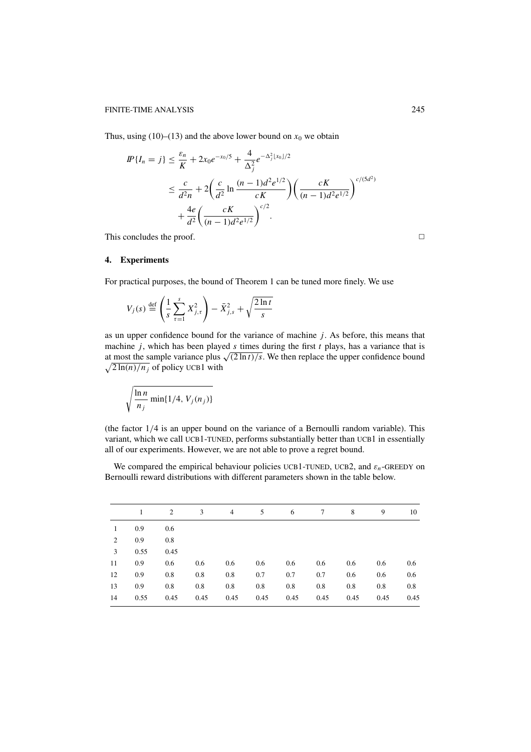Thus, using (10)–(13) and the above lower bound on $x_0$ we obtain

$$
\begin{aligned}
I\!P\{I_n = j\} &\leq \frac{\varepsilon_n}{K} + 2x_0 e^{-x_0/5} + \frac{4}{\Delta_j^2} e^{-\Delta_j^2 \lfloor x_0 \rfloor /2} \\
&\leq \frac{c}{d^2 n} + 2\left(\frac{c}{d^2} \ln \frac{(n-1)d^2 e^{1/2}}{cK}\right)\left(\frac{cK}{(n-1)d^2 e^{1/2}}\right)^{c/(5d^2)} \\
&\quad + \frac{4e}{d^2}\left(\frac{cK}{(n-1)d^2 e^{1/2}}\right)^{c/2}.
\end{aligned}
$$

This concludes the proof. □

## 4. Experiments

For practical purposes, the bound of Theorem 1 can be tuned more finely. We use

$$
V_j(s) \stackrel{\text{def}}{=} \left(\frac{1}{s}\sum_{\tau=1}^{s} X_{j,\tau}^2\right) - \bar{X}_{j,s}^2 + \sqrt{\frac{2\ln t}{s}}
$$

as un upper confidence bound for the variance of machine $j$. As before, this means that machine $j$, which has been played $s$ times during the first $t$ plays, has a variance that is at most the sample variance plus $\sqrt{(2\ln t)/s}$. We then replace the upper confidence bound $\sqrt{2\ln(n)/n_j}$ of policy UCB1 with

$$
\sqrt{\frac{\ln n}{n_j} \min\{1/4, V_j(n_j)\}}
$$

(the factor 1/4 is an upper bound on the variance of a Bernoulli random variable). This variant, which we call UCB1-TUNED, performs substantially better than UCB1 in essentially all of our experiments. However, we are not able to prove a regret bound.

We compared the empirical behaviour policies UCB1-TUNED, UCB2, and $\varepsilon_n$-GREEDY on Bernoulli reward distributions with different parameters shown in the table below.

| | 1 | 2 | 3 | 4 | 5 | 6 | 7 | 8 | 9 | 10 |
|---|---|---|---|---|---|---|---|---|---|---|
| 1 | 0.9 | 0.6 | | | | | | | | |
| 2 | 0.9 | 0.8 | | | | | | | | |
| 3 | 0.55 | 0.45 | | | | | | | | |
| 11 | 0.9 | 0.6 | 0.6 | 0.6 | 0.6 | 0.6 | 0.6 | 0.6 | 0.6 | 0.6 |
| 12 | 0.9 | 0.8 | 0.8 | 0.8 | 0.7 | 0.7 | 0.7 | 0.6 | 0.6 | 0.6 |
| 13 | 0.9 | 0.8 | 0.8 | 0.8 | 0.8 | 0.8 | 0.8 | 0.8 | 0.8 | 0.8 |
| 14 | 0.55 | 0.45 | 0.45 | 0.45 | 0.45 | 0.45 | 0.45 | 0.45 | 0.45 | 0.45 |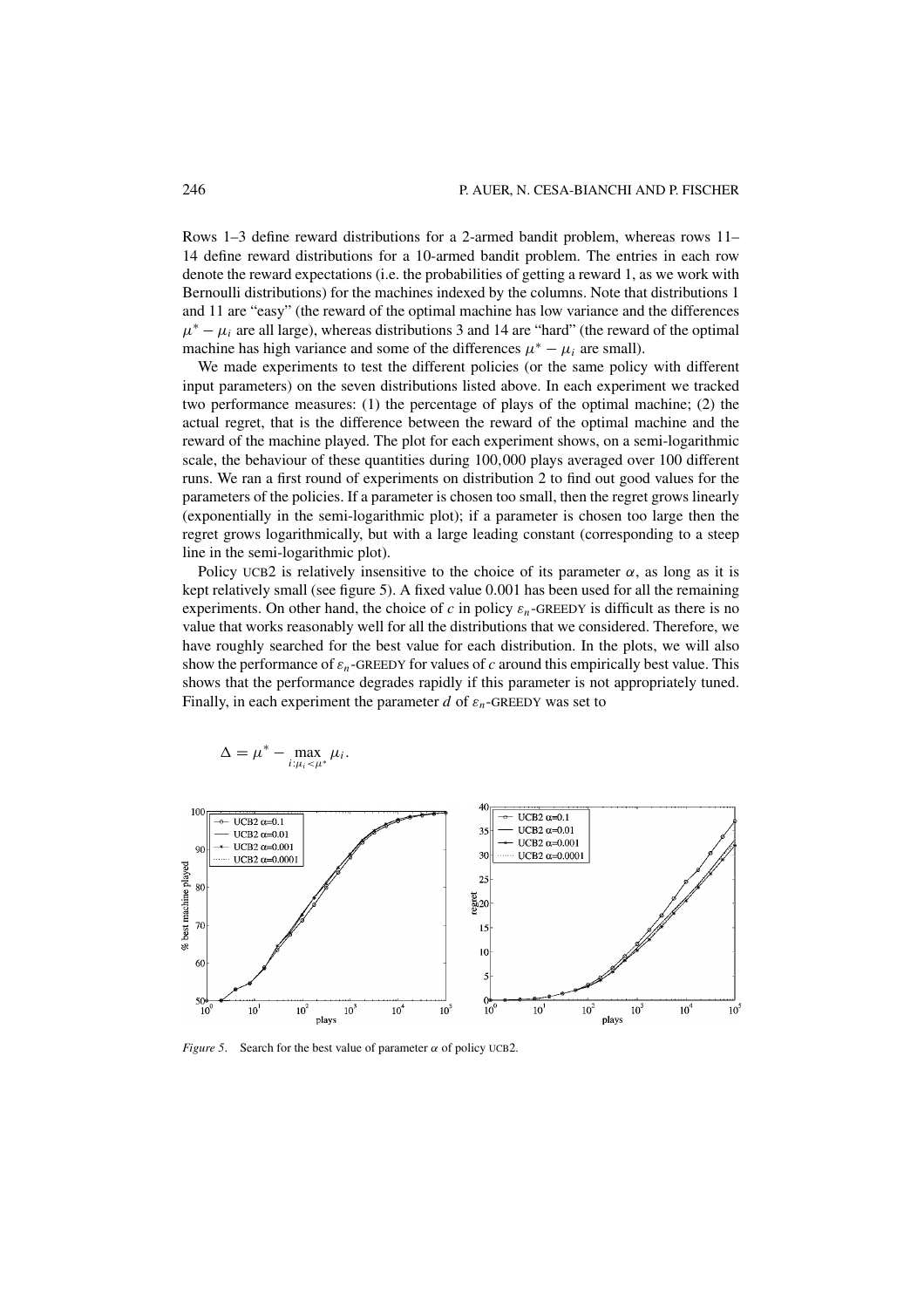Rows 1–3 define reward distributions for a 2-armed bandit problem, whereas rows 11–14 define reward distributions for a 10-armed bandit problem. The entries in each row denote the reward expectations (i.e. the probabilities of getting a reward 1, as we work with Bernoulli distributions) for the machines indexed by the columns. Note that distributions 1 and 11 are "easy" (the reward of the optimal machine has low variance and the differences $\mu^* - \mu_i$ are all large), whereas distributions 3 and 14 are "hard" (the reward of the optimal machine has high variance and some of the differences $\mu^* - \mu_i$ are small).

We made experiments to test the different policies (or the same policy with different input parameters) on the seven distributions listed above. In each experiment we tracked two performance measures: (1) the percentage of plays of the optimal machine; (2) the actual regret, that is the difference between the reward of the optimal machine and the reward of the machine played. The plot for each experiment shows, on a semi-logarithmic scale, the behaviour of these quantities during 100,000 plays averaged over 100 different runs. We ran a first round of experiments on distribution 2 to find out good values for the parameters of the policies. If a parameter is chosen too small, then the regret grows linearly (exponentially in the semi-logarithmic plot); if a parameter is chosen too large then the regret grows logarithmically, but with a large leading constant (corresponding to a steep line in the semi-logarithmic plot).

Policy UCB2 is relatively insensitive to the choice of its parameter $\alpha$, as long as it is kept relatively small (see figure 5). A fixed value 0.001 has been used for all the remaining experiments. On other hand, the choice of $c$ in policy $\varepsilon_n$-GREEDY is difficult as there is no value that works reasonably well for all the distributions that we considered. Therefore, we have roughly searched for the best value for each distribution. In the plots, we will also show the performance of $\varepsilon_n$-GREEDY for values of $c$ around this empirically best value. This shows that the performance degrades rapidly if this parameter is not appropriately tuned. Finally, in each experiment the parameter $d$ of $\varepsilon_n$-GREEDY was set to

$$\Delta = \mu^* - \max_{i:\mu_i < \mu^*} \mu_i.$$

*Figure 5.* Search for the best value of parameter $\alpha$ of policy UCB2.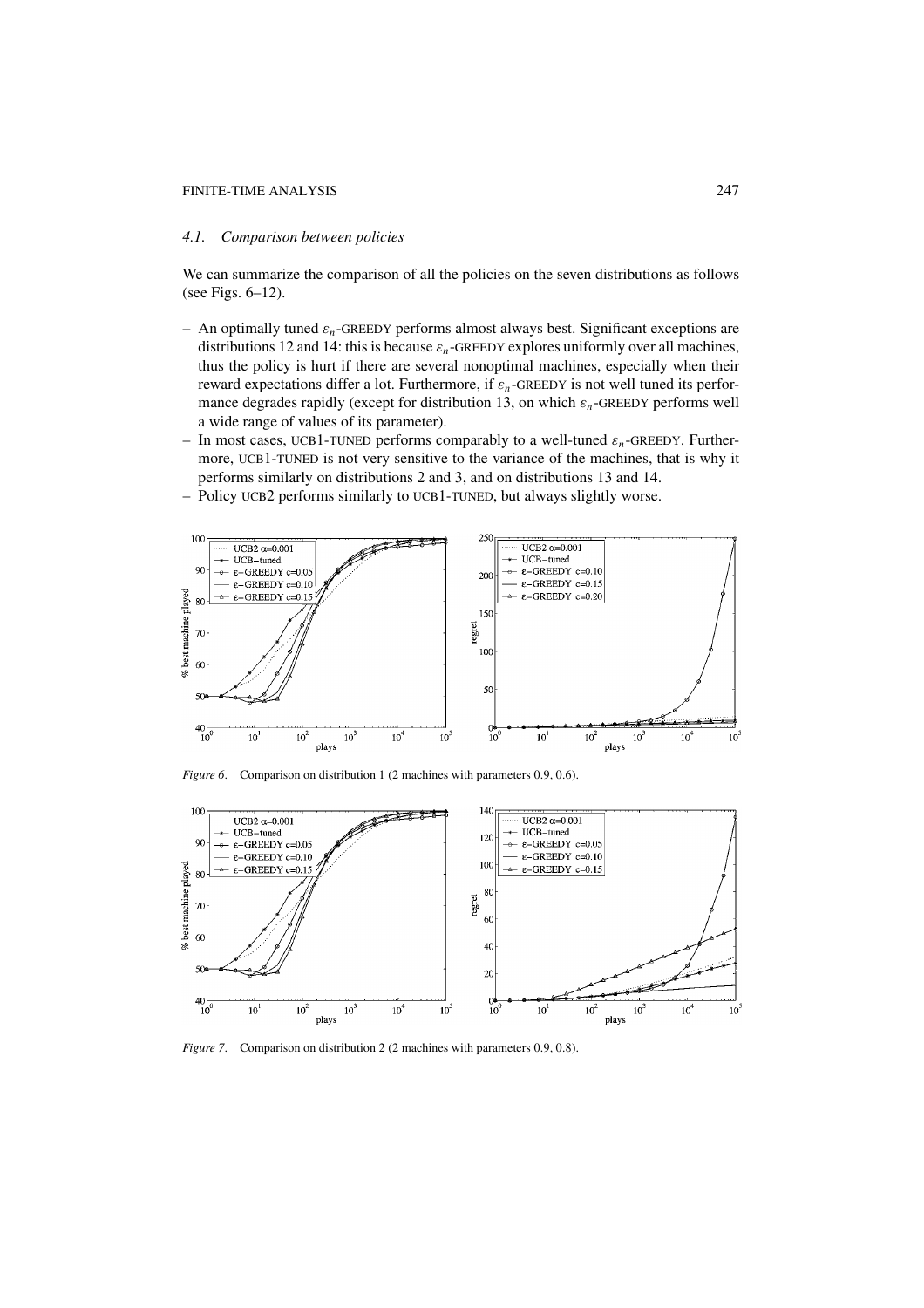### 4.1. *Comparison between policies*

We can summarize the comparison of all the policies on the seven distributions as follows (see Figs. 6–12).

- An optimally tuned $\varepsilon_n$-GREEDY performs almost always best. Significant exceptions are distributions 12 and 14: this is because $\varepsilon_n$-GREEDY explores uniformly over all machines, thus the policy is hurt if there are several nonoptimal machines, especially when their reward expectations differ a lot. Furthermore, if $\varepsilon_n$-GREEDY is not well tuned its performance degrades rapidly (except for distribution 13, on which $\varepsilon_n$-GREEDY performs well a wide range of values of its parameter).
- In most cases, UCB1-TUNED performs comparably to a well-tuned $\varepsilon_n$-GREEDY. Furthermore, UCB1-TUNED is not very sensitive to the variance of the machines, that is why it performs similarly on distributions 2 and 3, and on distributions 13 and 14.
- Policy UCB2 performs similarly to UCB1-TUNED, but always slightly worse.

*Figure 6*. Comparison on distribution 1 (2 machines with parameters 0.9, 0.6).

*Figure 7*. Comparison on distribution 2 (2 machines with parameters 0.9, 0.8).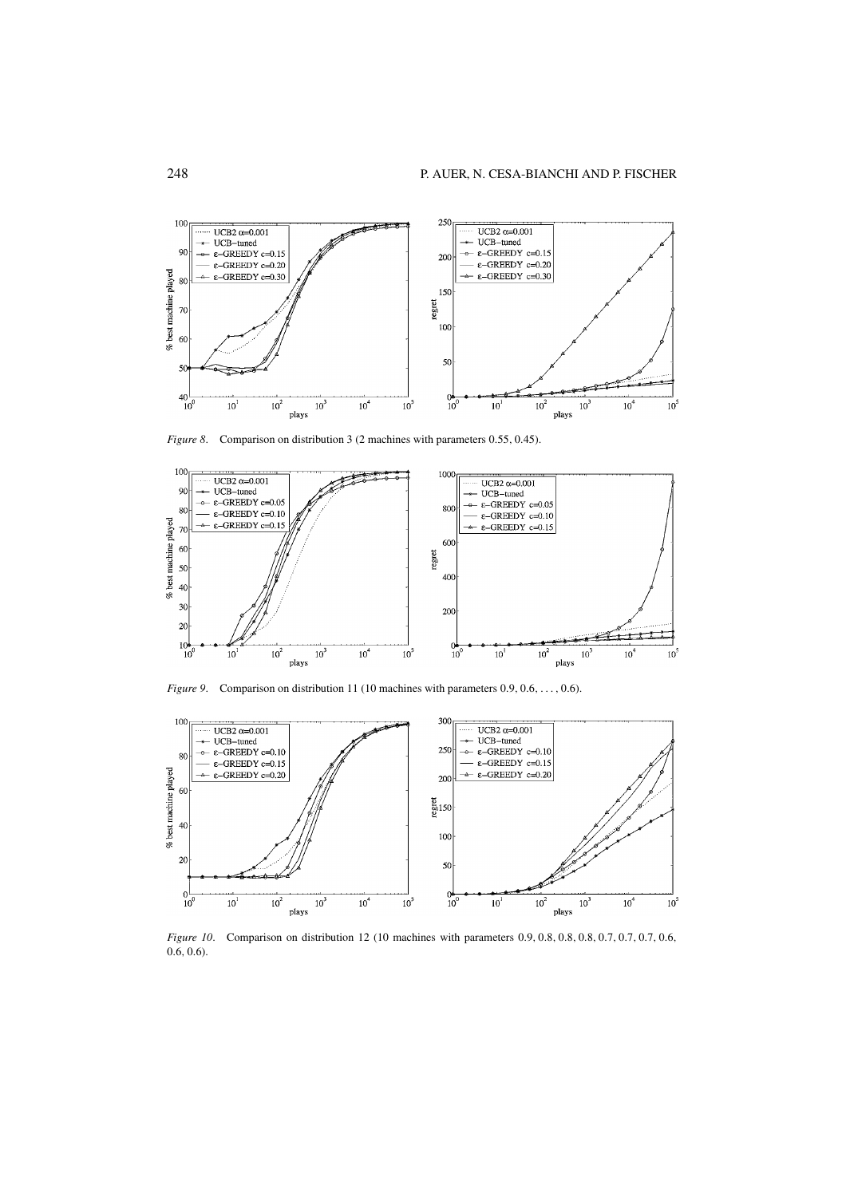*Figure 8*. Comparison on distribution 3 (2 machines with parameters 0.55, 0.45).

*Figure 9*. Comparison on distribution 11 (10 machines with parameters 0.9, 0.6, . . . , 0.6).

*Figure 10*. Comparison on distribution 12 (10 machines with parameters 0.9, 0.8, 0.8, 0.8, 0.7, 0.7, 0.7, 0.6, 0.6, 0.6).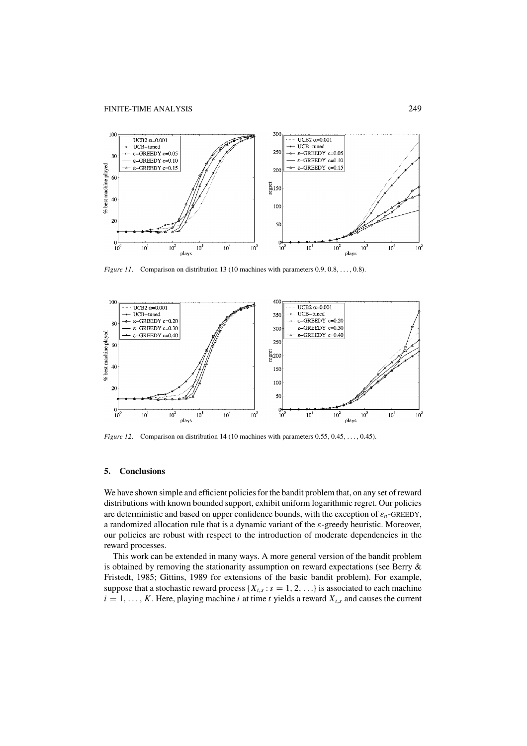*Figure 11.* Comparison on distribution 13 (10 machines with parameters 0.9, 0.8, ..., 0.8).

*Figure 12.* Comparison on distribution 14 (10 machines with parameters 0.55, 0.45, ..., 0.45).

## 5. Conclusions

We have shown simple and efficient policies for the bandit problem that, on any set of reward distributions with known bounded support, exhibit uniform logarithmic regret. Our policies are deterministic and based on upper confidence bounds, with the exception of $\varepsilon_n$-GREEDY, a randomized allocation rule that is a dynamic variant of the $\varepsilon$-greedy heuristic. Moreover, our policies are robust with respect to the introduction of moderate dependencies in the reward processes.

This work can be extended in many ways. A more general version of the bandit problem is obtained by removing the stationarity assumption on reward expectations (see Berry & Fristedt, 1985; Gittins, 1989 for extensions of the basic bandit problem). For example, suppose that a stochastic reward process $\{X_{i,s} : s = 1, 2, \ldots\}$ is associated to each machine $i = 1, \ldots, K$. Here, playing machine $i$ at time $t$ yields a reward $X_{i,s}$ and causes the current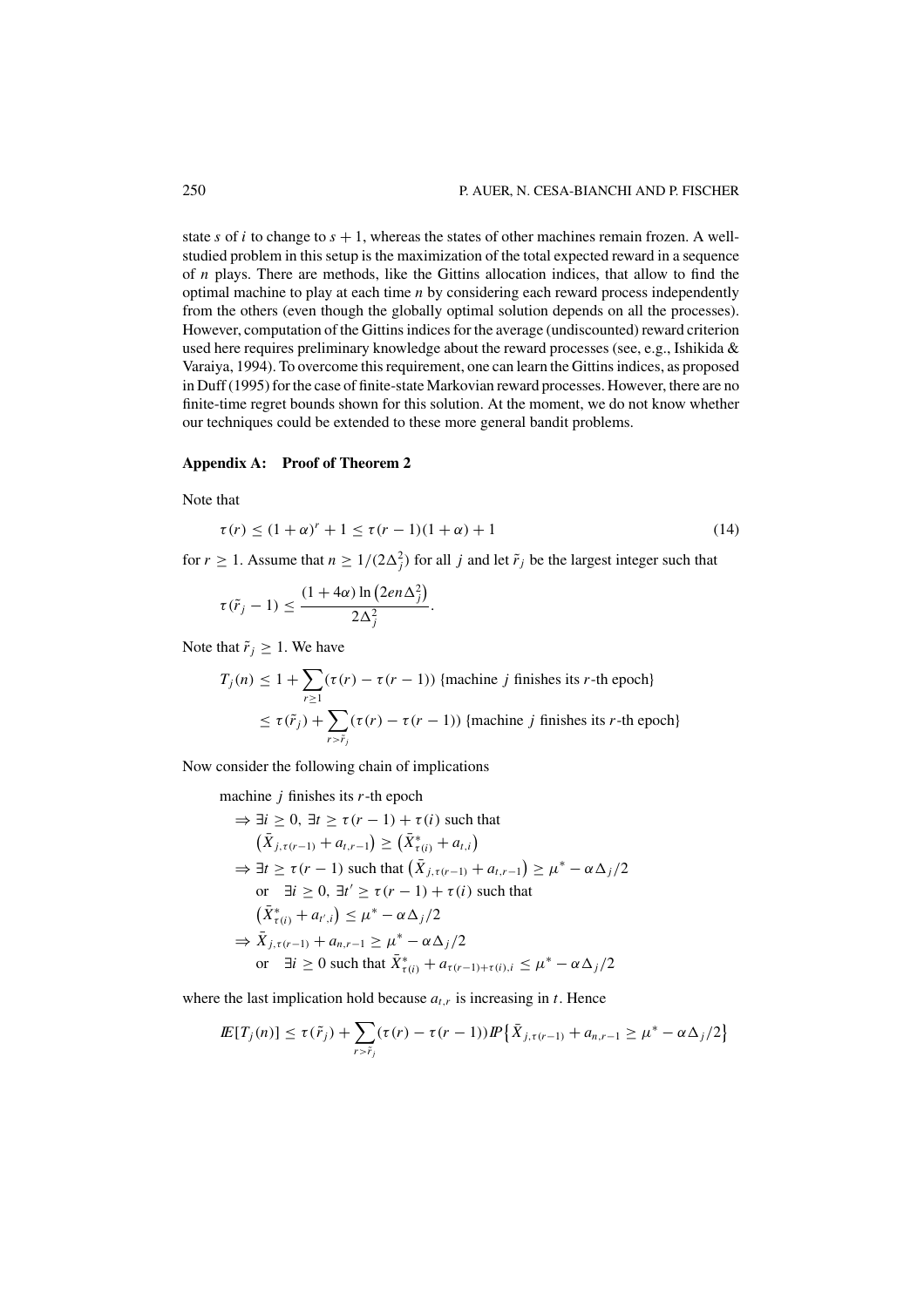state $s$ of $i$ to change to $s+1$, whereas the states of other machines remain frozen. A well-studied problem in this setup is the maximization of the total expected reward in a sequence of $n$ plays. There are methods, like the Gittins allocation indices, that allow to find the optimal machine to play at each time $n$ by considering each reward process independently from the others (even though the globally optimal solution depends on all the processes). However, computation of the Gittins indices for the average (undiscounted) reward criterion used here requires preliminary knowledge about the reward processes (see, e.g., Ishikida & Varaiya, 1994). To overcome this requirement, one can learn the Gittins indices, as proposed in Duff (1995) for the case of finite-state Markovian reward processes. However, there are no finite-time regret bounds shown for this solution. At the moment, we do not know whether our techniques could be extended to these more general bandit problems.

## Appendix A: Proof of Theorem 2

Note that

$$\tau(r) \leq (1+\alpha)^r + 1 \leq \tau(r-1)(1+\alpha) + 1 \tag{14}$$

for $r \geq 1$. Assume that $n \geq 1/(2\Delta_j^2)$ for all $j$ and let $\tilde{r}_j$ be the largest integer such that

$$\tau(\tilde{r}_j - 1) \leq \frac{(1+4\alpha)\ln\left(2en\Delta_j^2\right)}{2\Delta_j^2}.$$

Note that $\tilde{r}_j \geq 1$. We have

$$\begin{aligned}
T_j(n) &\leq 1 + \sum_{r\geq 1}(\tau(r) - \tau(r-1))\ \{\text{machine } j \text{ finishes its } r\text{-th epoch}\} \\
&\leq \tau(\tilde{r}_j) + \sum_{r > \tilde{r}_j}(\tau(r) - \tau(r-1))\ \{\text{machine } j \text{ finishes its } r\text{-th epoch}\}
\end{aligned}$$

Now consider the following chain of implications

$$\begin{aligned}
&\text{machine } j \text{ finishes its } r\text{-th epoch} \\
&\quad\Rightarrow \exists i \geq 0,\ \exists t \geq \tau(r-1) + \tau(i) \text{ such that} \\
&\quad\quad \left(\bar{X}_{j,\tau(r-1)} + a_{t,r-1}\right) \geq \left(\bar{X}^*_{\tau(i)} + a_{t,i}\right) \\
&\quad\Rightarrow \exists t \geq \tau(r-1) \text{ such that } \left(\bar{X}_{j,\tau(r-1)} + a_{t,r-1}\right) \geq \mu^* - \alpha\Delta_j/2 \\
&\quad\quad \text{or} \quad \exists i \geq 0,\ \exists t' \geq \tau(r-1) + \tau(i) \text{ such that} \\
&\quad\quad \left(\bar{X}^*_{\tau(i)} + a_{t',i}\right) \leq \mu^* - \alpha\Delta_j/2 \\
&\quad\Rightarrow \bar{X}_{j,\tau(r-1)} + a_{n,r-1} \geq \mu^* - \alpha\Delta_j/2 \\
&\quad\quad \text{or} \quad \exists i \geq 0 \text{ such that } \bar{X}^*_{\tau(i)} + a_{\tau(r-1)+\tau(i),i} \leq \mu^* - \alpha\Delta_j/2
\end{aligned}$$

where the last implication hold because $a_{t,r}$ is increasing in $t$. Hence

$$\mathbb{E}[T_j(n)] \leq \tau(\tilde{r}_j) + \sum_{r > \tilde{r}_j}(\tau(r) - \tau(r-1))\mathbb{P}\left\{\bar{X}_{j,\tau(r-1)} + a_{n,r-1} \geq \mu^* - \alpha\Delta_j/2\right\}$$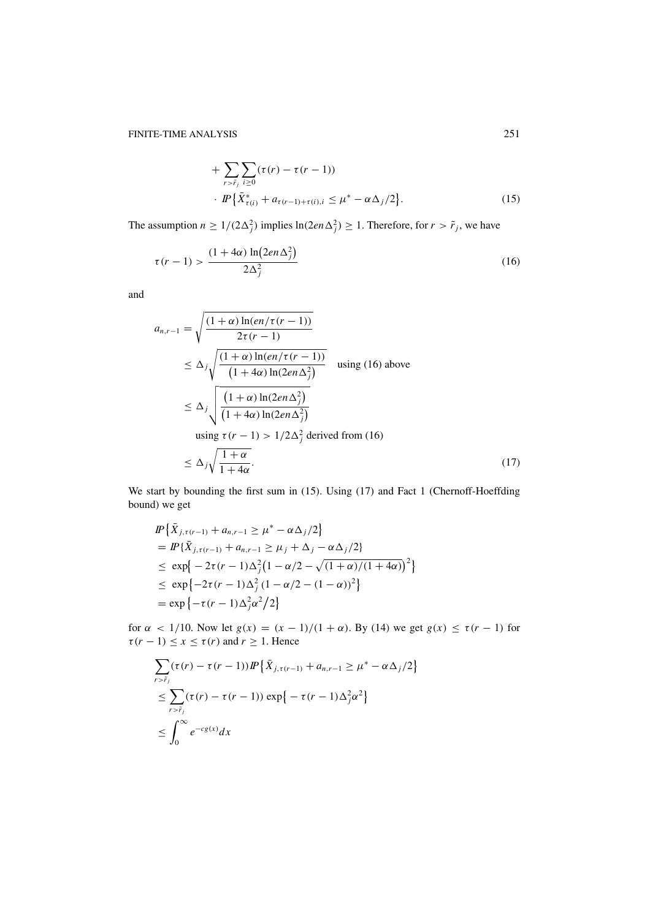$$
\begin{aligned}
&+ \sum_{r > \tilde{r}_j} \sum_{i \geq 0} (\tau(r) - \tau(r-1)) \\
&\cdot \; I\!P\left\{ \bar{X}^*_{\tau(i)} + a_{\tau(r-1)+\tau(i),i} \leq \mu^* - \alpha\Delta_j/2 \right\}.
\end{aligned} \tag{15}
$$

The assumption $n \geq 1/(2\Delta_j^2)$ implies $\ln(2en\Delta_j^2) \geq 1$. Therefore, for $r > \tilde{r}_j$, we have

$$
\tau(r-1) > \frac{(1+4\alpha)\ln\left(2en\Delta_j^2\right)}{2\Delta_j^2} \tag{16}
$$

and

$$
\begin{aligned}
a_{n,r-1} &= \sqrt{\frac{(1+\alpha)\ln(en/\tau(r-1))}{2\tau(r-1)}} \\
&\leq \Delta_j \sqrt{\frac{(1+\alpha)\ln(en/\tau(r-1))}{\left(1+4\alpha\right)\ln(2en\Delta_j^2)}} \quad \text{using (16) above} \\
&\leq \Delta_j \sqrt{\frac{\left(1+\alpha\right)\ln(2en\Delta_j^2)}{\left(1+4\alpha\right)\ln(2en\Delta_j^2)}} \\
&\qquad \text{using } \tau(r-1) > 1/2\Delta_j^2 \text{ derived from (16)} \\
&\leq \Delta_j \sqrt{\frac{1+\alpha}{1+4\alpha}}.
\end{aligned} \tag{17}
$$

We start by bounding the first sum in (15). Using (17) and Fact 1 (Chernoff-Hoeffding bound) we get

$$
\begin{aligned}
&I\!P\left\{ \bar{X}_{j,\tau(r-1)} + a_{n,r-1} \geq \mu^* - \alpha\Delta_j/2 \right\} \\
&= I\!P\{ \bar{X}_{j,\tau(r-1)} + a_{n,r-1} \geq \mu_j + \Delta_j - \alpha\Delta_j/2 \} \\
&\leq \exp\left\{ -2\tau(r-1)\Delta_j^2 \left(1 - \alpha/2 - \sqrt{(1+\alpha)/(1+4\alpha)}\right)^2 \right\} \\
&\leq \exp\left\{ -2\tau(r-1)\Delta_j^2 \left(1 - \alpha/2 - (1-\alpha)\right)^2 \right\} \\
&= \exp\left\{ -\tau(r-1)\Delta_j^2 \alpha^2 / 2 \right\}
\end{aligned}
$$

for $\alpha < 1/10$. Now let $g(x) = (x-1)/(1+\alpha)$. By (14) we get $g(x) \leq \tau(r-1)$ for $\tau(r-1) \leq x \leq \tau(r)$ and $r \geq 1$. Hence

$$
\begin{aligned}
&\sum_{r > \tilde{r}_j} (\tau(r) - \tau(r-1)) I\!P\left\{ \bar{X}_{j,\tau(r-1)} + a_{n,r-1} \geq \mu^* - \alpha\Delta_j/2 \right\} \\
&\leq \sum_{r > \tilde{r}_j} (\tau(r) - \tau(r-1)) \exp\left\{ -\tau(r-1)\Delta_j^2 \alpha^2 \right\} \\
&\leq \int_0^\infty e^{-cg(x)} dx
\end{aligned}
$$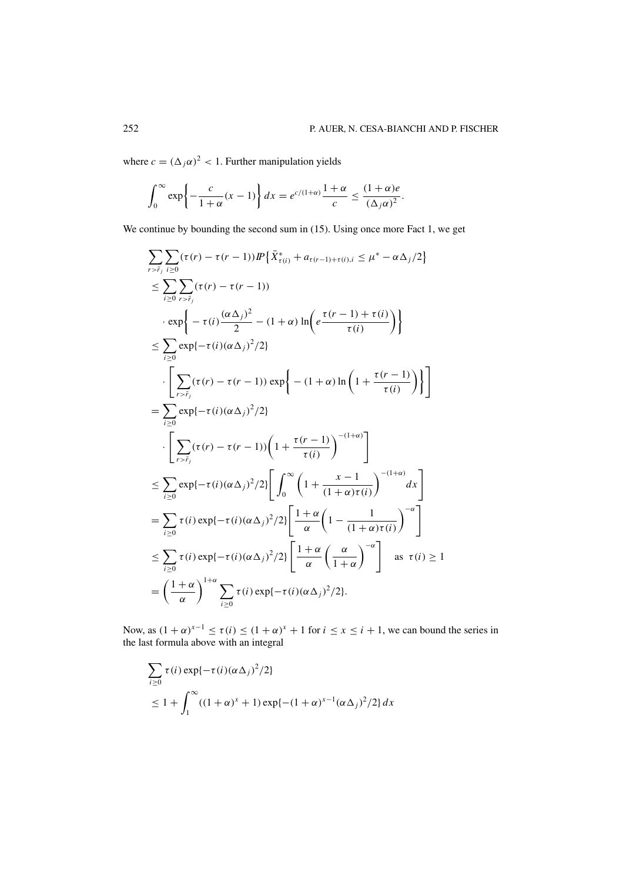where $c = (\Delta_j \alpha)^2 < 1$. Further manipulation yields

$$\int_0^\infty \exp\left\{-\frac{c}{1+\alpha}(x-1)\right\} dx = e^{c/(1+\alpha)} \frac{1+\alpha}{c} \le \frac{(1+\alpha)e}{(\Delta_j \alpha)^2}.$$

We continue by bounding the second sum in (15). Using once more Fact 1, we get

$$\begin{aligned}
&\sum_{r > \tilde{r}_j} \sum_{i \ge 0} (\tau(r) - \tau(r-1)) \mathbb{P}\left\{ \bar{X}^*_{\tau(i)} + a_{\tau(r-1)+\tau(i),i} \le \mu^* - \alpha \Delta_j / 2 \right\} \\
&\le \sum_{i \ge 0} \sum_{r > \tilde{r}_j} (\tau(r) - \tau(r-1)) \\
&\quad \cdot \exp\left\{ -\tau(i) \frac{(\alpha \Delta_j)^2}{2} - (1+\alpha) \ln\left( e \frac{\tau(r-1) + \tau(i)}{\tau(i)} \right) \right\} \\
&\le \sum_{i \ge 0} \exp\{-\tau(i)(\alpha \Delta_j)^2/2\} \\
&\quad \cdot \left[ \sum_{r > \tilde{r}_j} (\tau(r) - \tau(r-1)) \exp\left\{ -(1+\alpha) \ln\left(1 + \frac{\tau(r-1)}{\tau(i)}\right) \right\} \right] \\
&= \sum_{i \ge 0} \exp\{-\tau(i)(\alpha \Delta_j)^2/2\} \\
&\quad \cdot \left[ \sum_{r > \tilde{r}_j} (\tau(r) - \tau(r-1)) \left(1 + \frac{\tau(r-1)}{\tau(i)}\right)^{-(1+\alpha)} \right] \\
&\le \sum_{i \ge 0} \exp\{-\tau(i)(\alpha \Delta_j)^2/2\} \left[ \int_0^\infty \left(1 + \frac{x-1}{(1+\alpha)\tau(i)}\right)^{-(1+\alpha)} dx \right] \\
&= \sum_{i \ge 0} \tau(i) \exp\{-\tau(i)(\alpha \Delta_j)^2/2\} \left[ \frac{1+\alpha}{\alpha} \left(1 - \frac{1}{(1+\alpha)\tau(i)}\right)^{-\alpha} \right] \\
&\le \sum_{i \ge 0} \tau(i) \exp\{-\tau(i)(\alpha \Delta_j)^2/2\} \left[ \frac{1+\alpha}{\alpha} \left(\frac{\alpha}{1+\alpha}\right)^{-\alpha} \right] \quad \text{as } \tau(i) \ge 1 \\
&= \left(\frac{1+\alpha}{\alpha}\right)^{1+\alpha} \sum_{i \ge 0} \tau(i) \exp\{-\tau(i)(\alpha \Delta_j)^2/2\}.
\end{aligned}$$

Now, as $(1+\alpha)^{x-1} \le \tau(i) \le (1+\alpha)^x + 1$ for $i \le x \le i+1$, we can bound the series in the last formula above with an integral

$$\begin{aligned}
&\sum_{i \ge 0} \tau(i) \exp\{-\tau(i)(\alpha \Delta_j)^2/2\} \\
&\le 1 + \int_1^\infty ((1+\alpha)^x + 1) \exp\{-(1+\alpha)^{x-1}(\alpha \Delta_j)^2/2\} \, dx
\end{aligned}$$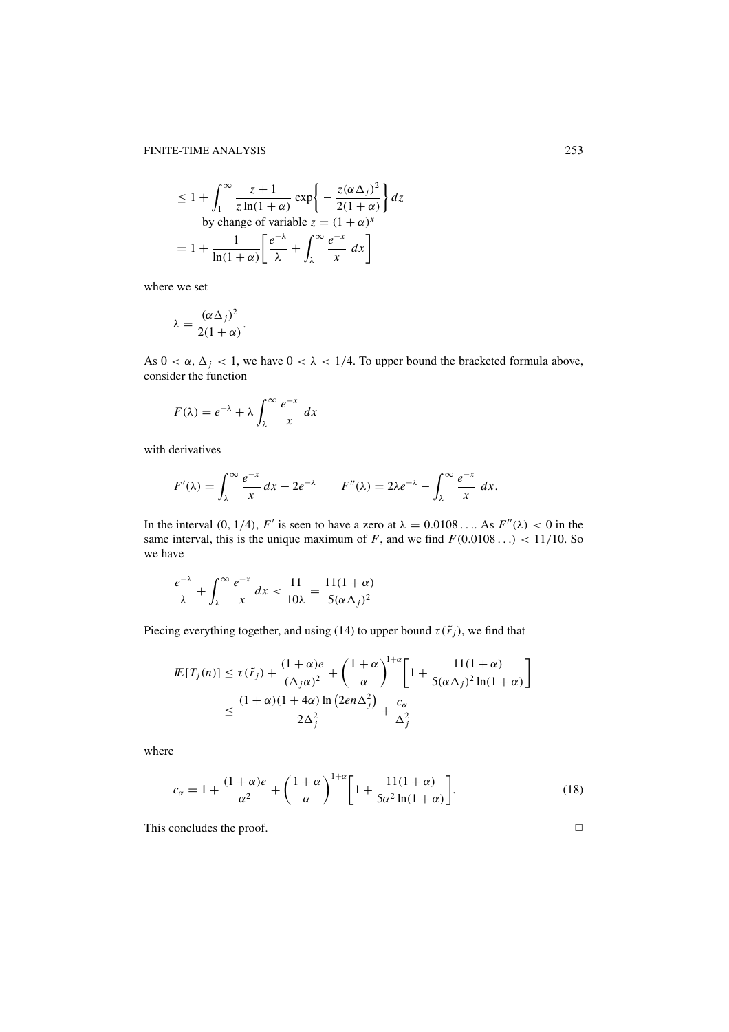$$
\leq 1 + \int_1^\infty \frac{z+1}{z \ln(1+\alpha)} \exp\left\{ -\frac{z(\alpha\Delta_j)^2}{2(1+\alpha)} \right\} dz
$$

by change of variable $z = (1+\alpha)^x$

$$
= 1 + \frac{1}{\ln(1+\alpha)} \left[ \frac{e^{-\lambda}}{\lambda} + \int_\lambda^\infty \frac{e^{-x}}{x}\, dx \right]
$$

where we set

$$
\lambda = \frac{(\alpha\Delta_j)^2}{2(1+\alpha)}.
$$

As $0 < \alpha, \Delta_j < 1$, we have $0 < \lambda < 1/4$. To upper bound the bracketed formula above, consider the function

$$
F(\lambda) = e^{-\lambda} + \lambda \int_\lambda^\infty \frac{e^{-x}}{x}\, dx
$$

with derivatives

$$
F'(\lambda) = \int_\lambda^\infty \frac{e^{-x}}{x}\, dx - 2e^{-\lambda} \qquad F''(\lambda) = 2\lambda e^{-\lambda} - \int_\lambda^\infty \frac{e^{-x}}{x}\, dx.
$$

In the interval $(0, 1/4)$, $F'$ is seen to have a zero at $\lambda = 0.0108\ldots$. As $F''(\lambda) < 0$ in the same interval, this is the unique maximum of $F$, and we find $F(0.0108\ldots) < 11/10$. So we have

$$
\frac{e^{-\lambda}}{\lambda} + \int_\lambda^\infty \frac{e^{-x}}{x}\, dx < \frac{11}{10\lambda} = \frac{11(1+\alpha)}{5(\alpha\Delta_j)^2}
$$

Piecing everything together, and using (14) to upper bound $\tau(\tilde{r}_j)$, we find that

$$
\begin{aligned}
\mathbb{E}[T_j(n)] &\leq \tau(\tilde{r}_j) + \frac{(1+\alpha)e}{(\Delta_j\alpha)^2} + \left(\frac{1+\alpha}{\alpha}\right)^{1+\alpha} \left[ 1 + \frac{11(1+\alpha)}{5(\alpha\Delta_j)^2 \ln(1+\alpha)} \right] \\
&\leq \frac{(1+\alpha)(1+4\alpha)\ln\left(2en\Delta_j^2\right)}{2\Delta_j^2} + \frac{c_\alpha}{\Delta_j^2}
\end{aligned}
$$

where

$$
c_\alpha = 1 + \frac{(1+\alpha)e}{\alpha^2} + \left(\frac{1+\alpha}{\alpha}\right)^{1+\alpha} \left[ 1 + \frac{11(1+\alpha)}{5\alpha^2 \ln(1+\alpha)} \right]. \tag{18}
$$

This concludes the proof. □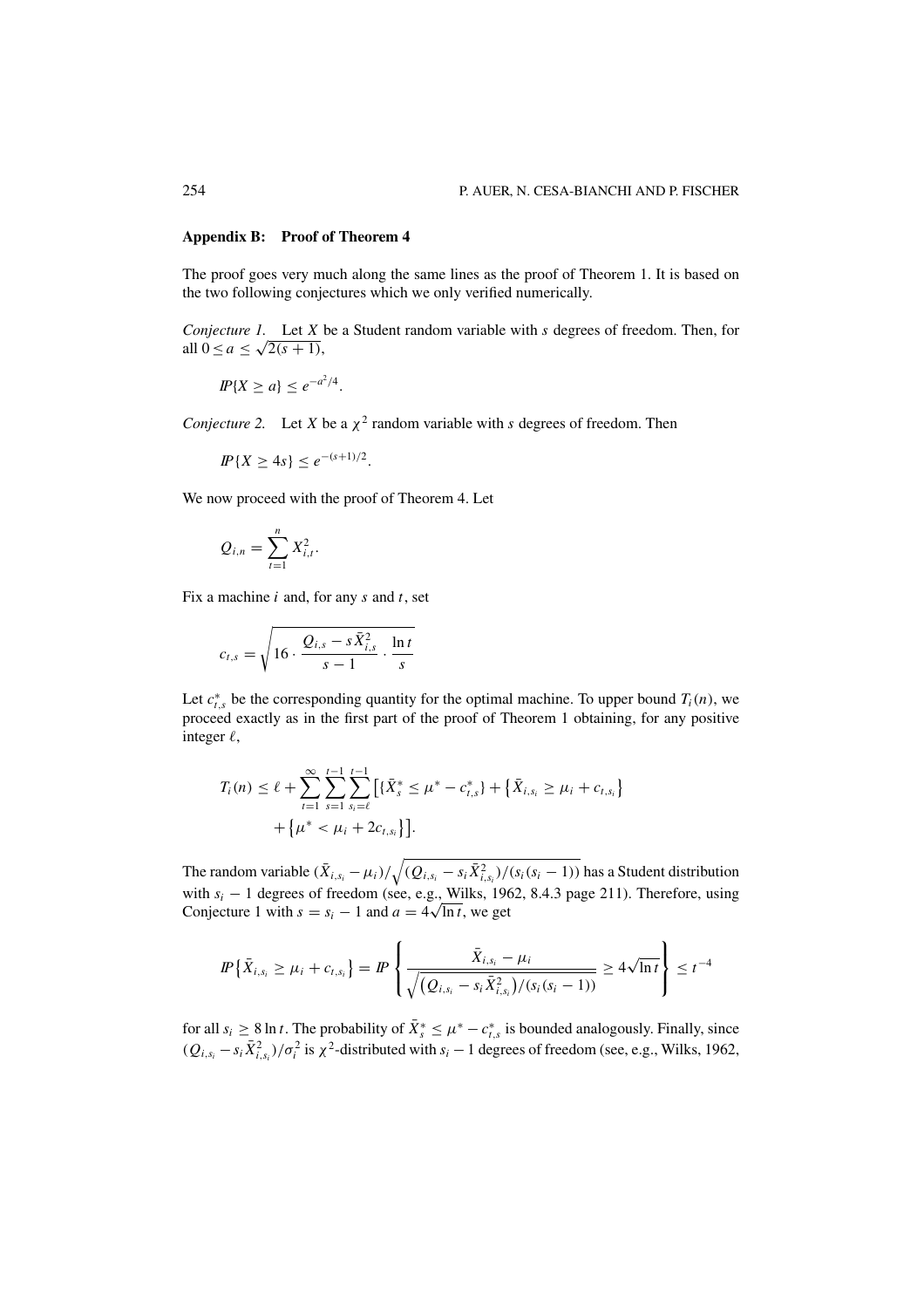## Appendix B: Proof of Theorem 4

The proof goes very much along the same lines as the proof of Theorem 1. It is based on the two following conjectures which we only verified numerically.

*Conjecture 1.* Let $X$ be a Student random variable with $s$ degrees of freedom. Then, for all $0 \leq a \leq \sqrt{2(s+1)}$,

$$\mathbb{P}\{X \geq a\} \leq e^{-a^2/4}.$$

*Conjecture 2.* Let $X$ be a $\chi^2$ random variable with $s$ degrees of freedom. Then

$$\mathbb{P}\{X \geq 4s\} \leq e^{-(s+1)/2}.$$

We now proceed with the proof of Theorem 4. Let

$$Q_{i,n} = \sum_{t=1}^{n} X_{i,t}^2.$$

Fix a machine $i$ and, for any $s$ and $t$, set

$$c_{t,s} = \sqrt{16 \cdot \frac{Q_{i,s} - s\bar{X}_{i,s}^2}{s-1} \cdot \frac{\ln t}{s}}$$

Let $c_{t,s}^*$ be the corresponding quantity for the optimal machine. To upper bound $T_i(n)$, we proceed exactly as in the first part of the proof of Theorem 1 obtaining, for any positive integer $\ell$,

$$T_i(n) \leq \ell + \sum_{t=1}^{\infty} \sum_{s=1}^{t-1} \sum_{s_i=\ell}^{t-1} \left[ \{\bar{X}_s^* \leq \mu^* - c_{t,s}^*\} + \left\{\bar{X}_{i,s_i} \geq \mu_i + c_{t,s_i}\right\} + \left\{\mu^* < \mu_i + 2c_{t,s_i}\right\} \right].$$

The random variable $(\bar{X}_{i,s_i} - \mu_i)/\sqrt{(Q_{i,s_i} - s_i\bar{X}_{i,s_i}^2)/(s_i(s_i-1))}$ has a Student distribution with $s_i - 1$ degrees of freedom (see, e.g., Wilks, 1962, 8.4.3 page 211). Therefore, using Conjecture 1 with $s = s_i - 1$ and $a = 4\sqrt{\ln t}$, we get

$$\mathbb{P}\left\{\bar{X}_{i,s_i} \geq \mu_i + c_{t,s_i}\right\} = \mathbb{P}\left\{ \frac{\bar{X}_{i,s_i} - \mu_i}{\sqrt{\left(Q_{i,s_i} - s_i\bar{X}_{i,s_i}^2\right)/(s_i(s_i-1))}} \geq 4\sqrt{\ln t} \right\} \leq t^{-4}$$

for all $s_i \geq 8\ln t$. The probability of $\bar{X}_s^* \leq \mu^* - c_{t,s}^*$ is bounded analogously. Finally, since $(Q_{i,s_i} - s_i\bar{X}_{i,s_i}^2)/\sigma_i^2$ is $\chi^2$-distributed with $s_i - 1$ degrees of freedom (see, e.g., Wilks, 1962,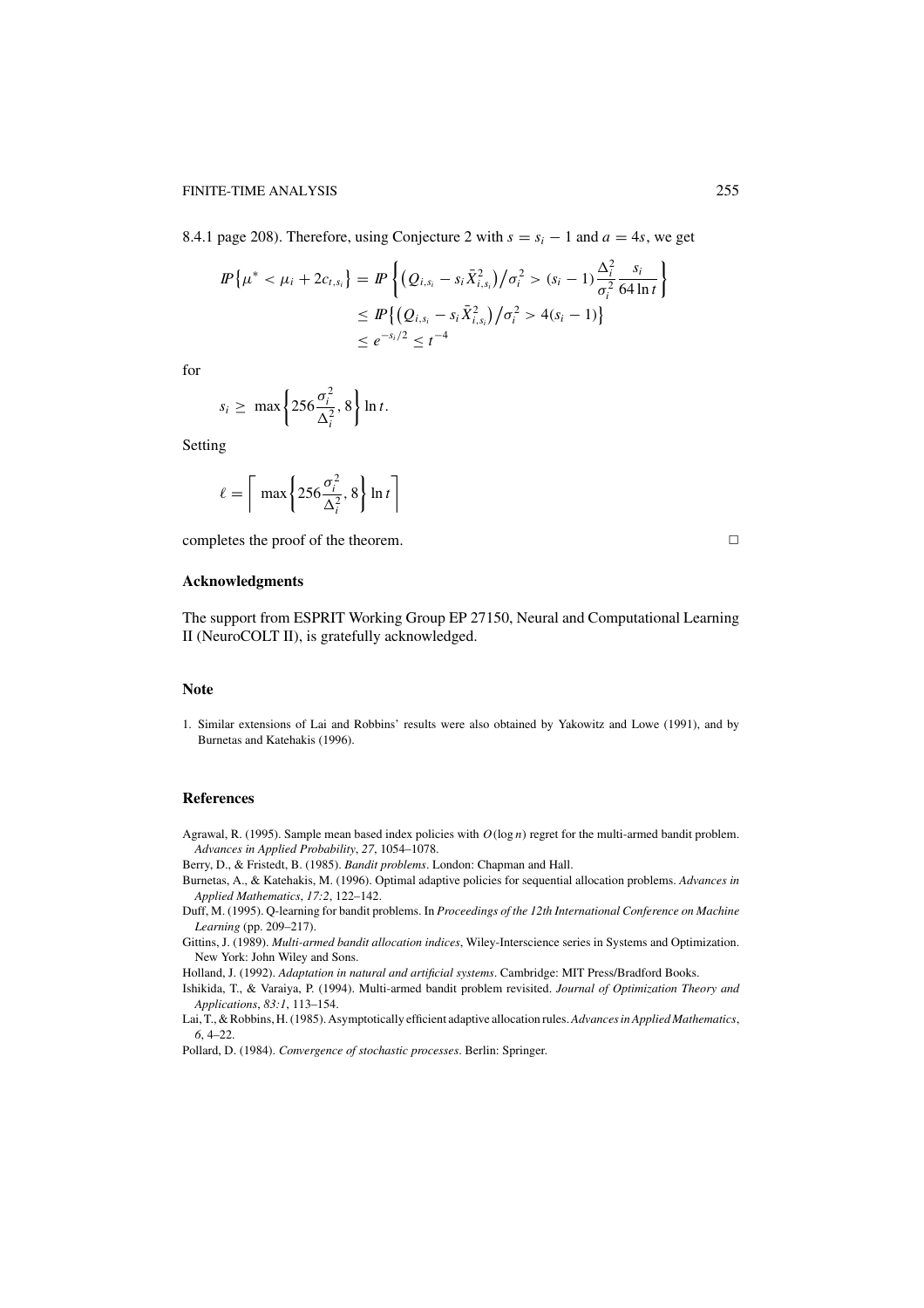8.4.1 page 208). Therefore, using Conjecture 2 with $s = s_i - 1$ and $a = 4s$, we get

$$
\begin{aligned}
\mathbb{P}\{\mu^* < \mu_i + 2c_{t,s_i}\} &= \mathbb{P}\left\{\left(Q_{i,s_i} - s_i \bar{X}_{i,s_i}^2\right)/\sigma_i^2 > (s_i - 1)\frac{\Delta_i^2}{\sigma_i^2}\frac{s_i}{64\ln t}\right\} \\
&\leq \mathbb{P}\left\{\left(Q_{i,s_i} - s_i \bar{X}_{i,s_i}^2\right)/\sigma_i^2 > 4(s_i - 1)\right\} \\
&\leq e^{-s_i/2} \leq t^{-4}
\end{aligned}
$$

for

$$
s_i \geq \max\left\{256\frac{\sigma_i^2}{\Delta_i^2}, 8\right\}\ln t.
$$

Setting

$$
\ell = \left\lceil \max\left\{256\frac{\sigma_i^2}{\Delta_i^2}, 8\right\}\ln t \right\rceil
$$

completes the proof of the theorem. □

## Acknowledgments

The support from ESPRIT Working Group EP 27150, Neural and Computational Learning II (NeuroCOLT II), is gratefully acknowledged.

## Note

1. Similar extensions of Lai and Robbins' results were also obtained by Yakowitz and Lowe (1991), and by Burnetas and Katehakis (1996).

## References

Agrawal, R. (1995). Sample mean based index policies with $O(\log n)$ regret for the multi-armed bandit problem. *Advances in Applied Probability*, *27*, 1054–1078.

Berry, D., & Fristedt, B. (1985). *Bandit problems*. London: Chapman and Hall.

Burnetas, A., & Katehakis, M. (1996). Optimal adaptive policies for sequential allocation problems. *Advances in Applied Mathematics*, *17:2*, 122–142.

Duff, M. (1995). Q-learning for bandit problems. In *Proceedings of the 12th International Conference on Machine Learning* (pp. 209–217).

Gittins, J. (1989). *Multi-armed bandit allocation indices*, Wiley-Interscience series in Systems and Optimization. New York: John Wiley and Sons.

Holland, J. (1992). *Adaptation in natural and artificial systems*. Cambridge: MIT Press/Bradford Books.

Ishikida, T., & Varaiya, P. (1994). Multi-armed bandit problem revisited. *Journal of Optimization Theory and Applications*, *83:1*, 113–154.

Lai, T., & Robbins, H. (1985). Asymptotically efficient adaptive allocation rules. *Advances in Applied Mathematics*, *6*, 4–22.

Pollard, D. (1984). *Convergence of stochastic processes*. Berlin: Springer.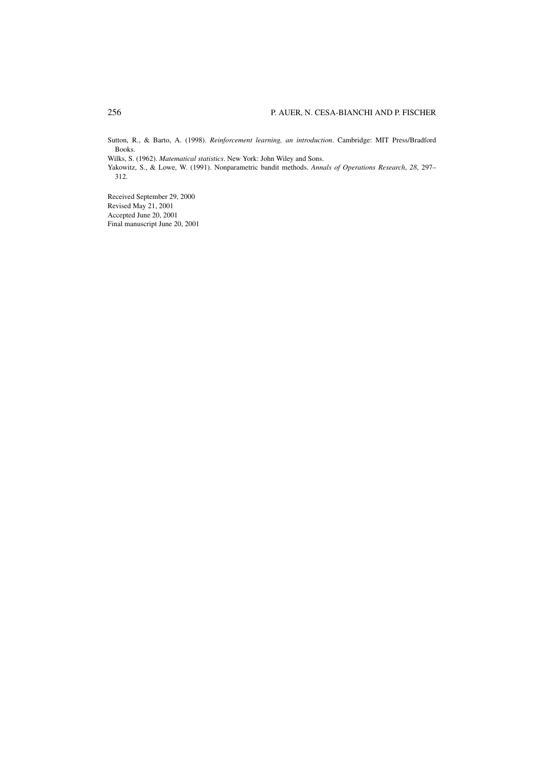Sutton, R., & Barto, A. (1998). *Reinforcement learning, an introduction*. Cambridge: MIT Press/Bradford Books.

Wilks, S. (1962). *Matematical statistics*. New York: John Wiley and Sons.

Yakowitz, S., & Lowe, W. (1991). Nonparametric bandit methods. *Annals of Operations Research*, *28*, 297–312.

Received September 29, 2000
Revised May 21, 2001
Accepted June 20, 2001
Final manuscript June 20, 2001